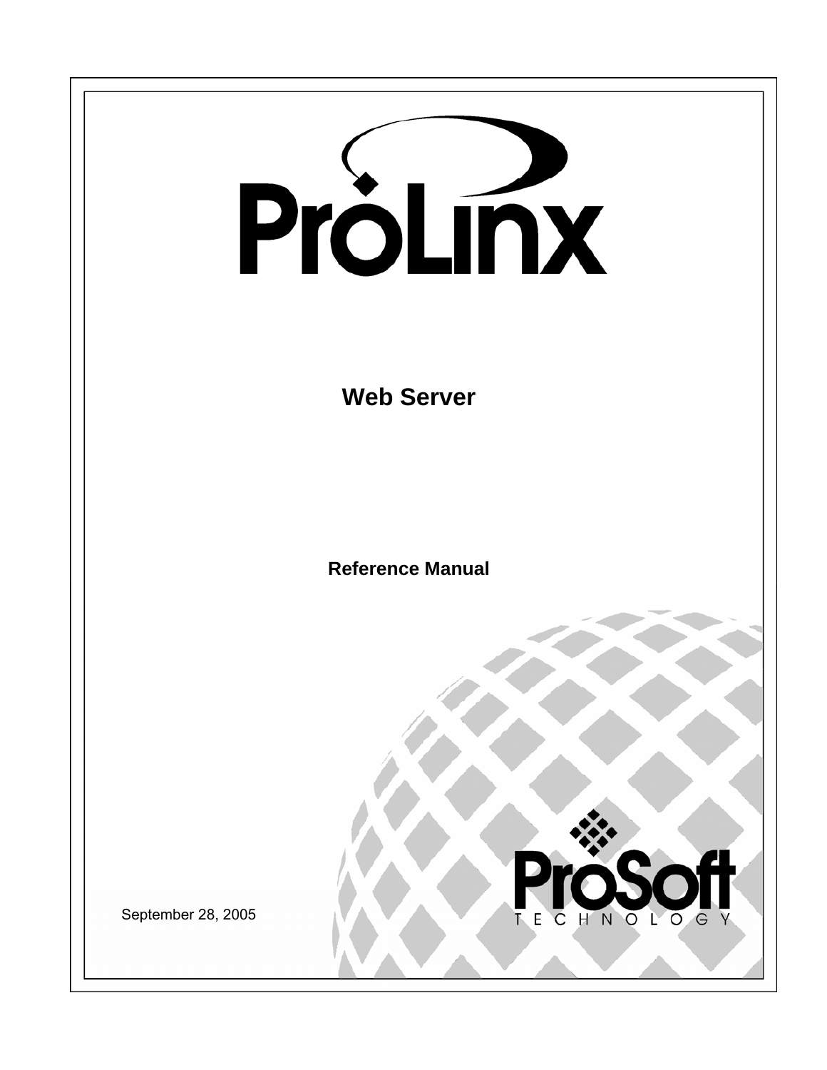# ProLinx

## Web Server

### Reference Manual

ProSoft Technology

September 28, 2005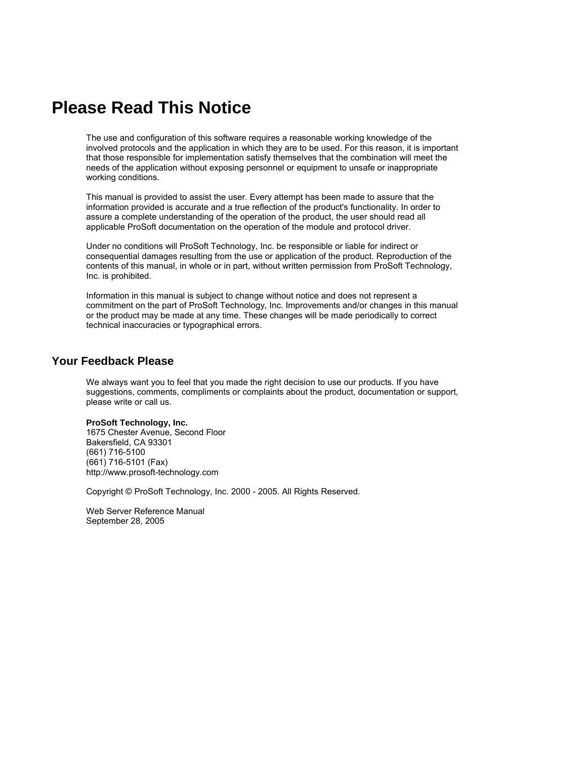# Please Read This Notice

The use and configuration of this software requires a reasonable working knowledge of the involved protocols and the application in which they are to be used. For this reason, it is important that those responsible for implementation satisfy themselves that the combination will meet the needs of the application without exposing personnel or equipment to unsafe or inappropriate working conditions.

This manual is provided to assist the user. Every attempt has been made to assure that the information provided is accurate and a true reflection of the product's functionality. In order to assure a complete understanding of the operation of the product, the user should read all applicable ProSoft documentation on the operation of the module and protocol driver.

Under no conditions will ProSoft Technology, Inc. be responsible or liable for indirect or consequential damages resulting from the use or application of the product. Reproduction of the contents of this manual, in whole or in part, without written permission from ProSoft Technology, Inc. is prohibited.

Information in this manual is subject to change without notice and does not represent a commitment on the part of ProSoft Technology, Inc. Improvements and/or changes in this manual or the product may be made at any time. These changes will be made periodically to correct technical inaccuracies or typographical errors.

## Your Feedback Please

We always want you to feel that you made the right decision to use our products. If you have suggestions, comments, compliments or complaints about the product, documentation or support, please write or call us.

**ProSoft Technology, Inc.**
1675 Chester Avenue, Second Floor
Bakersfield, CA 93301
(661) 716-5100
(661) 716-5101 (Fax)
http://www.prosoft-technology.com

Copyright © ProSoft Technology, Inc. 2000 - 2005. All Rights Reserved.

Web Server Reference Manual
September 28, 2005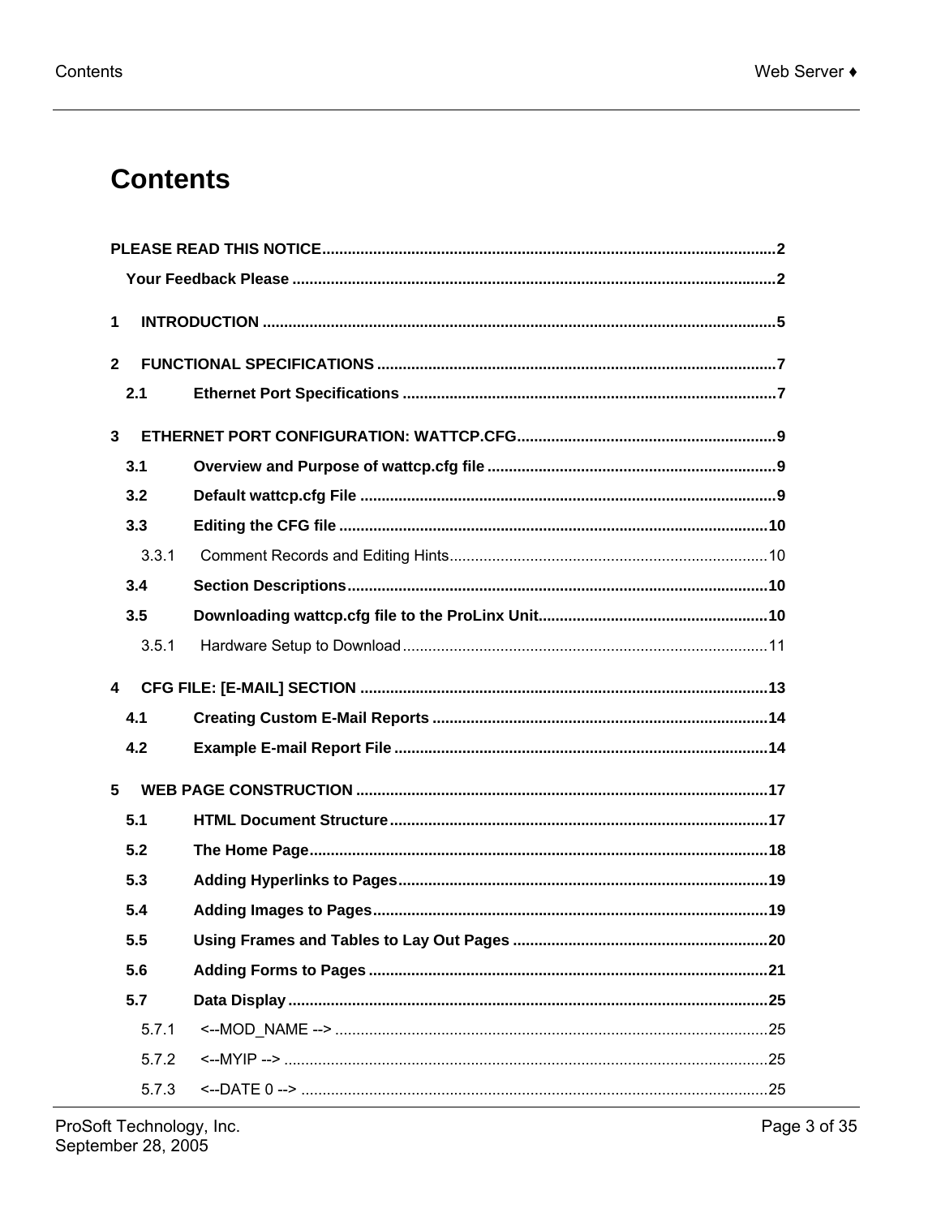# Contents

**PLEASE READ THIS NOTICE**......2

**Your Feedback Please**......2

**1 INTRODUCTION**......5

**2 FUNCTIONAL SPECIFICATIONS**......7

**2.1 Ethernet Port Specifications**......7

**3 ETHERNET PORT CONFIGURATION: WATTCP.CFG**......9

**3.1 Overview and Purpose of wattcp.cfg file**......9

**3.2 Default wattcp.cfg File**......9

**3.3 Editing the CFG file**......10

3.3.1 Comment Records and Editing Hints......10

**3.4 Section Descriptions**......10

**3.5 Downloading wattcp.cfg file to the ProLinx Unit**......10

3.5.1 Hardware Setup to Download......11

**4 CFG FILE: [E-MAIL] SECTION**......13

**4.1 Creating Custom E-Mail Reports**......14

**4.2 Example E-mail Report File**......14

**5 WEB PAGE CONSTRUCTION**......17

**5.1 HTML Document Structure**......17

**5.2 The Home Page**......18

**5.3 Adding Hyperlinks to Pages**......19

**5.4 Adding Images to Pages**......19

**5.5 Using Frames and Tables to Lay Out Pages**......20

**5.6 Adding Forms to Pages**......21

**5.7 Data Display**......25

5.7.1 <--MOD_NAME -->......25

5.7.2 <--MYIP -->......25

5.7.3 <--DATE 0 -->......25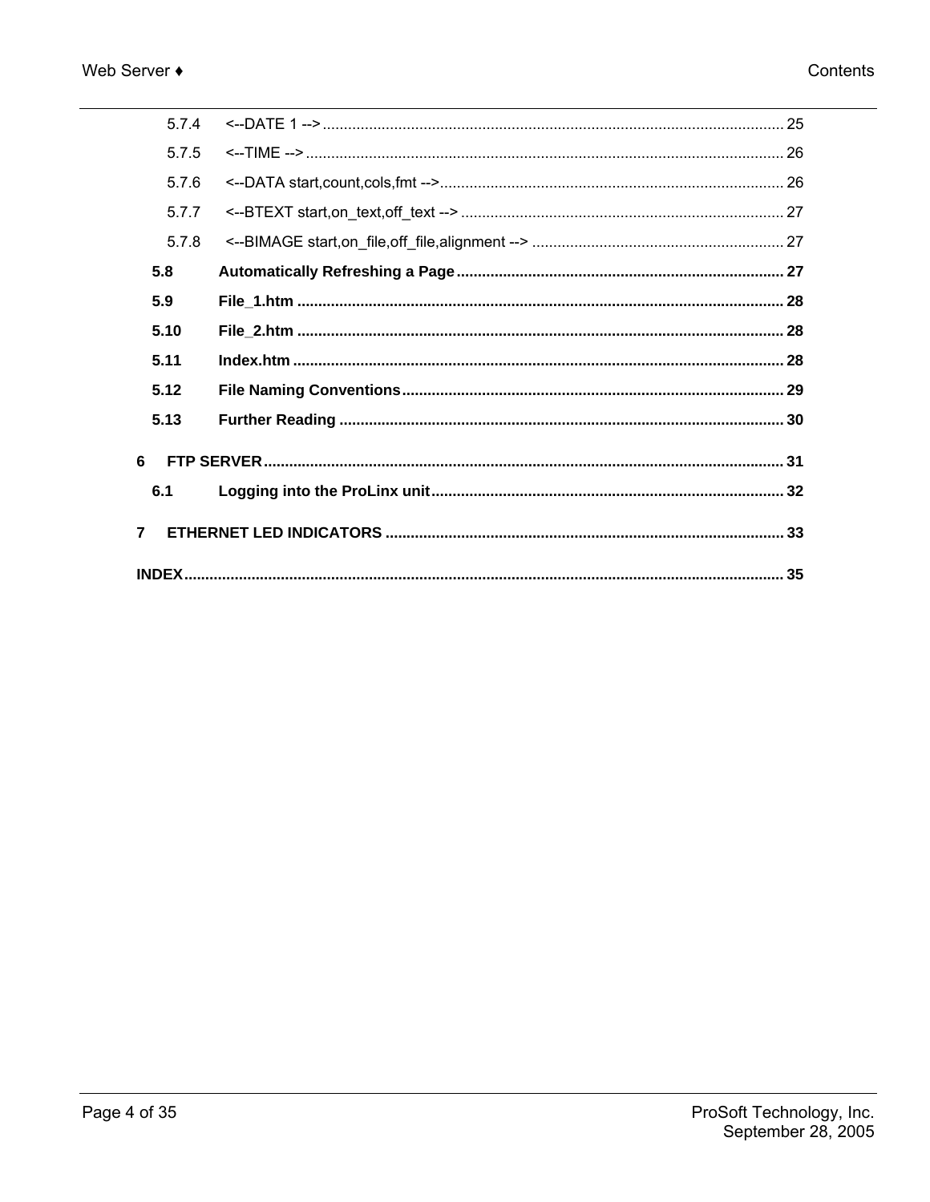5.7.4 <--DATE 1 --> ........ 25

5.7.5 <--TIME --> ........ 26

5.7.6 <--DATA start,count,cols,fmt --> ........ 26

5.7.7 <--BTEXT start,on_text,off_text --> ........ 27

5.7.8 <--BIMAGE start,on_file,off_file,alignment --> ........ 27

**5.8 Automatically Refreshing a Page ........ 27**

**5.9 File_1.htm ........ 28**

**5.10 File_2.htm ........ 28**

**5.11 Index.htm ........ 28**

**5.12 File Naming Conventions ........ 29**

**5.13 Further Reading ........ 30**

**6 FTP SERVER ........ 31**

**6.1 Logging into the ProLinx unit ........ 32**

**7 ETHERNET LED INDICATORS ........ 33**

**INDEX ........ 35**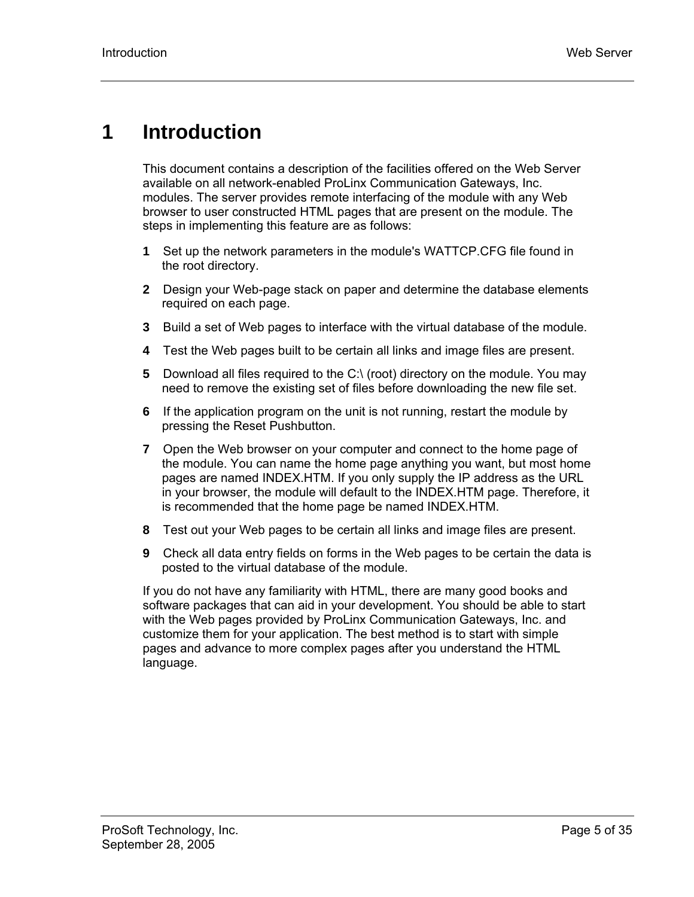# 1 Introduction

This document contains a description of the facilities offered on the Web Server available on all network-enabled ProLinx Communication Gateways, Inc. modules. The server provides remote interfacing of the module with any Web browser to user constructed HTML pages that are present on the module. The steps in implementing this feature are as follows:

1. Set up the network parameters in the module's WATTCP.CFG file found in the root directory.
2. Design your Web-page stack on paper and determine the database elements required on each page.
3. Build a set of Web pages to interface with the virtual database of the module.
4. Test the Web pages built to be certain all links and image files are present.
5. Download all files required to the C:\ (root) directory on the module. You may need to remove the existing set of files before downloading the new file set.
6. If the application program on the unit is not running, restart the module by pressing the Reset Pushbutton.
7. Open the Web browser on your computer and connect to the home page of the module. You can name the home page anything you want, but most home pages are named INDEX.HTM. If you only supply the IP address as the URL in your browser, the module will default to the INDEX.HTM page. Therefore, it is recommended that the home page be named INDEX.HTM.
8. Test out your Web pages to be certain all links and image files are present.
9. Check all data entry fields on forms in the Web pages to be certain the data is posted to the virtual database of the module.

If you do not have any familiarity with HTML, there are many good books and software packages that can aid in your development. You should be able to start with the Web pages provided by ProLinx Communication Gateways, Inc. and customize them for your application. The best method is to start with simple pages and advance to more complex pages after you understand the HTML language.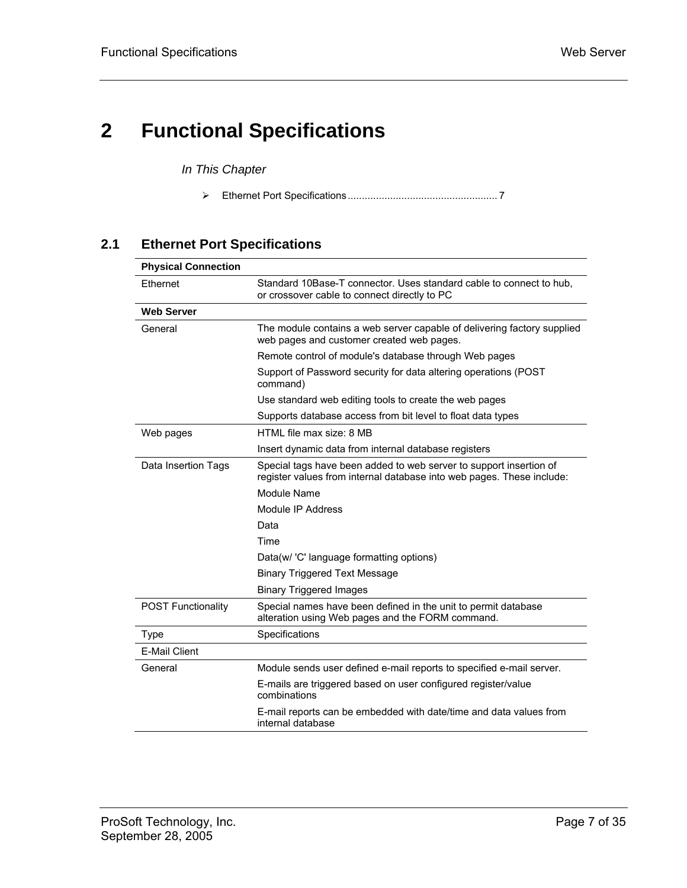# 2 Functional Specifications

*In This Chapter*

- Ethernet Port Specifications .................................................... 7

## 2.1 Ethernet Port Specifications

| **Physical Connection** | |
|---|---|
| Ethernet | Standard 10Base-T connector. Uses standard cable to connect to hub, or crossover cable to connect directly to PC |
| **Web Server** | |
| General | The module contains a web server capable of delivering factory supplied web pages and customer created web pages. |
| | Remote control of module's database through Web pages |
| | Support of Password security for data altering operations (POST command) |
| | Use standard web editing tools to create the web pages |
| | Supports database access from bit level to float data types |
| Web pages | HTML file max size: 8 MB |
| | Insert dynamic data from internal database registers |
| Data Insertion Tags | Special tags have been added to web server to support insertion of register values from internal database into web pages. These include: |
| | Module Name |
| | Module IP Address |
| | Data |
| | Time |
| | Data(w/ 'C' language formatting options) |
| | Binary Triggered Text Message |
| | Binary Triggered Images |
| POST Functionality | Special names have been defined in the unit to permit database alteration using Web pages and the FORM command. |
| Type | Specifications |
| E-Mail Client | |
| General | Module sends user defined e-mail reports to specified e-mail server. |
| | E-mails are triggered based on user configured register/value combinations |
| | E-mail reports can be embedded with date/time and data values from internal database |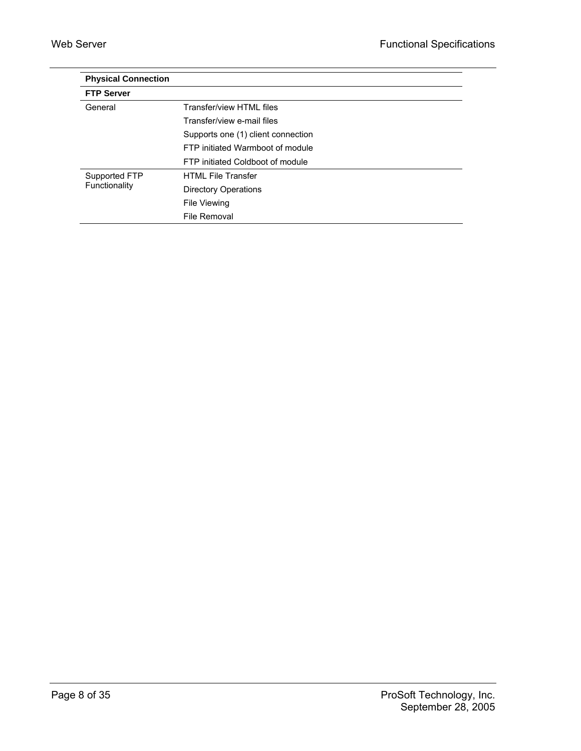| Physical Connection | |
|---|---|
| **FTP Server** | |
| General | Transfer/view HTML files |
| | Transfer/view e-mail files |
| | Supports one (1) client connection |
| | FTP initiated Warmboot of module |
| | FTP initiated Coldboot of module |
| Supported FTP Functionality | HTML File Transfer |
| | Directory Operations |
| | File Viewing |
| | File Removal |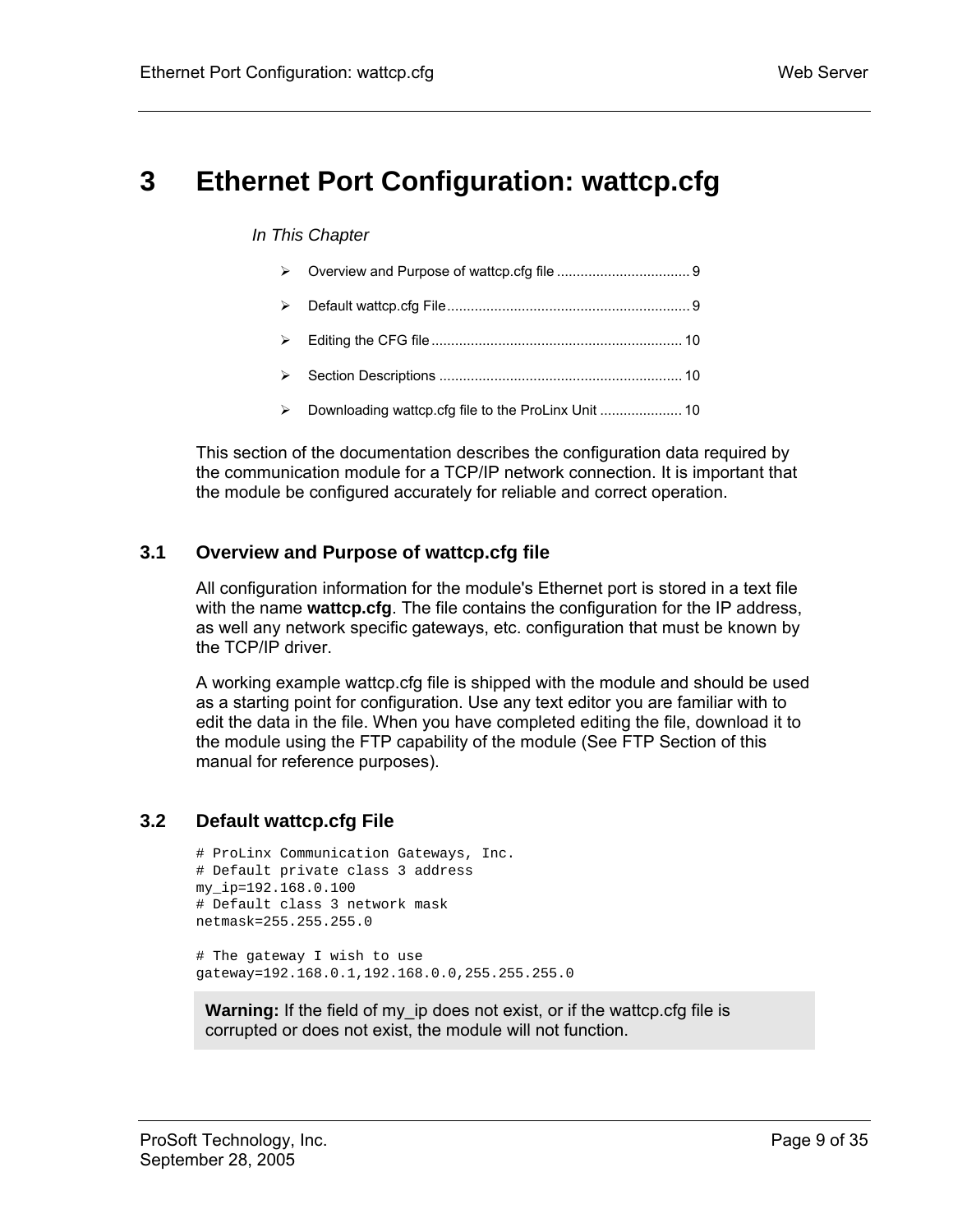# 3 Ethernet Port Configuration: wattcp.cfg

*In This Chapter*

- Overview and Purpose of wattcp.cfg file ................................ 9
- Default wattcp.cfg File ............................................................ 9
- Editing the CFG file .............................................................. 10
- Section Descriptions ............................................................ 10
- Downloading wattcp.cfg file to the ProLinx Unit .................... 10

This section of the documentation describes the configuration data required by the communication module for a TCP/IP network connection. It is important that the module be configured accurately for reliable and correct operation.

## 3.1 Overview and Purpose of wattcp.cfg file

All configuration information for the module's Ethernet port is stored in a text file with the name **wattcp.cfg**. The file contains the configuration for the IP address, as well any network specific gateways, etc. configuration that must be known by the TCP/IP driver.

A working example wattcp.cfg file is shipped with the module and should be used as a starting point for configuration. Use any text editor you are familiar with to edit the data in the file. When you have completed editing the file, download it to the module using the FTP capability of the module (See FTP Section of this manual for reference purposes).

## 3.2 Default wattcp.cfg File

```
# ProLinx Communication Gateways, Inc.
# Default private class 3 address
my_ip=192.168.0.100
# Default class 3 network mask
netmask=255.255.255.0

# The gateway I wish to use
gateway=192.168.0.1,192.168.0.0,255.255.255.0
```

> **Warning:** If the field of my_ip does not exist, or if the wattcp.cfg file is corrupted or does not exist, the module will not function.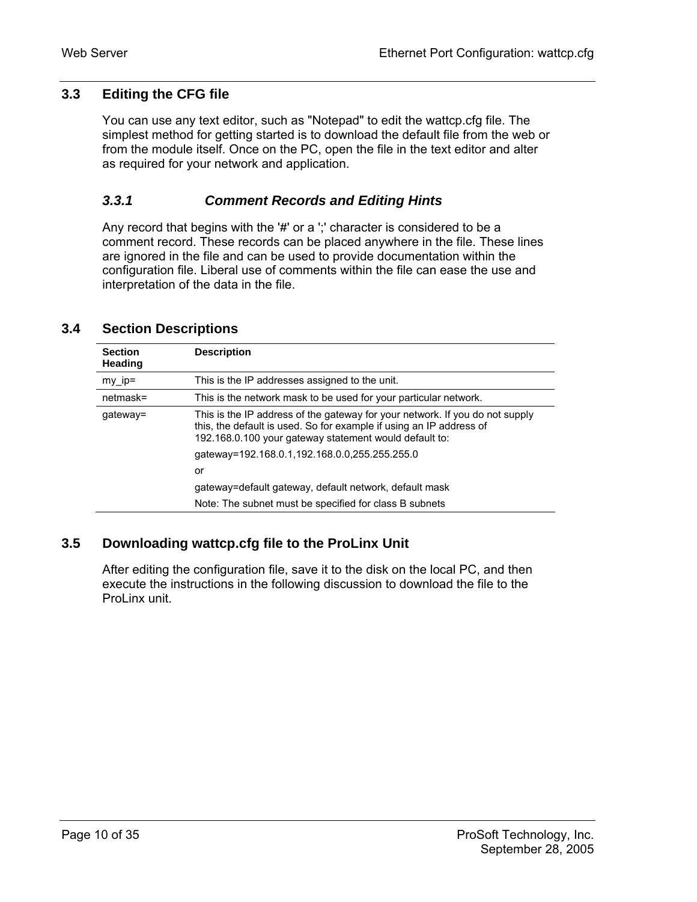## 3.3 Editing the CFG file

You can use any text editor, such as "Notepad" to edit the wattcp.cfg file. The simplest method for getting started is to download the default file from the web or from the module itself. Once on the PC, open the file in the text editor and alter as required for your network and application.

### *3.3.1 Comment Records and Editing Hints*

Any record that begins with the '#' or a ';' character is considered to be a comment record. These records can be placed anywhere in the file. These lines are ignored in the file and can be used to provide documentation within the configuration file. Liberal use of comments within the file can ease the use and interpretation of the data in the file.

## 3.4 Section Descriptions

| Section Heading | Description |
|---|---|
| my_ip= | This is the IP addresses assigned to the unit. |
| netmask= | This is the network mask to be used for your particular network. |
| gateway= | This is the IP address of the gateway for your network. If you do not supply this, the default is used. So for example if using an IP address of 192.168.0.100 your gateway statement would default to:<br>gateway=192.168.0.1,192.168.0.0,255.255.255.0<br>or<br>gateway=default gateway, default network, default mask<br>Note: The subnet must be specified for class B subnets |

## 3.5 Downloading wattcp.cfg file to the ProLinx Unit

After editing the configuration file, save it to the disk on the local PC, and then execute the instructions in the following discussion to download the file to the ProLinx unit.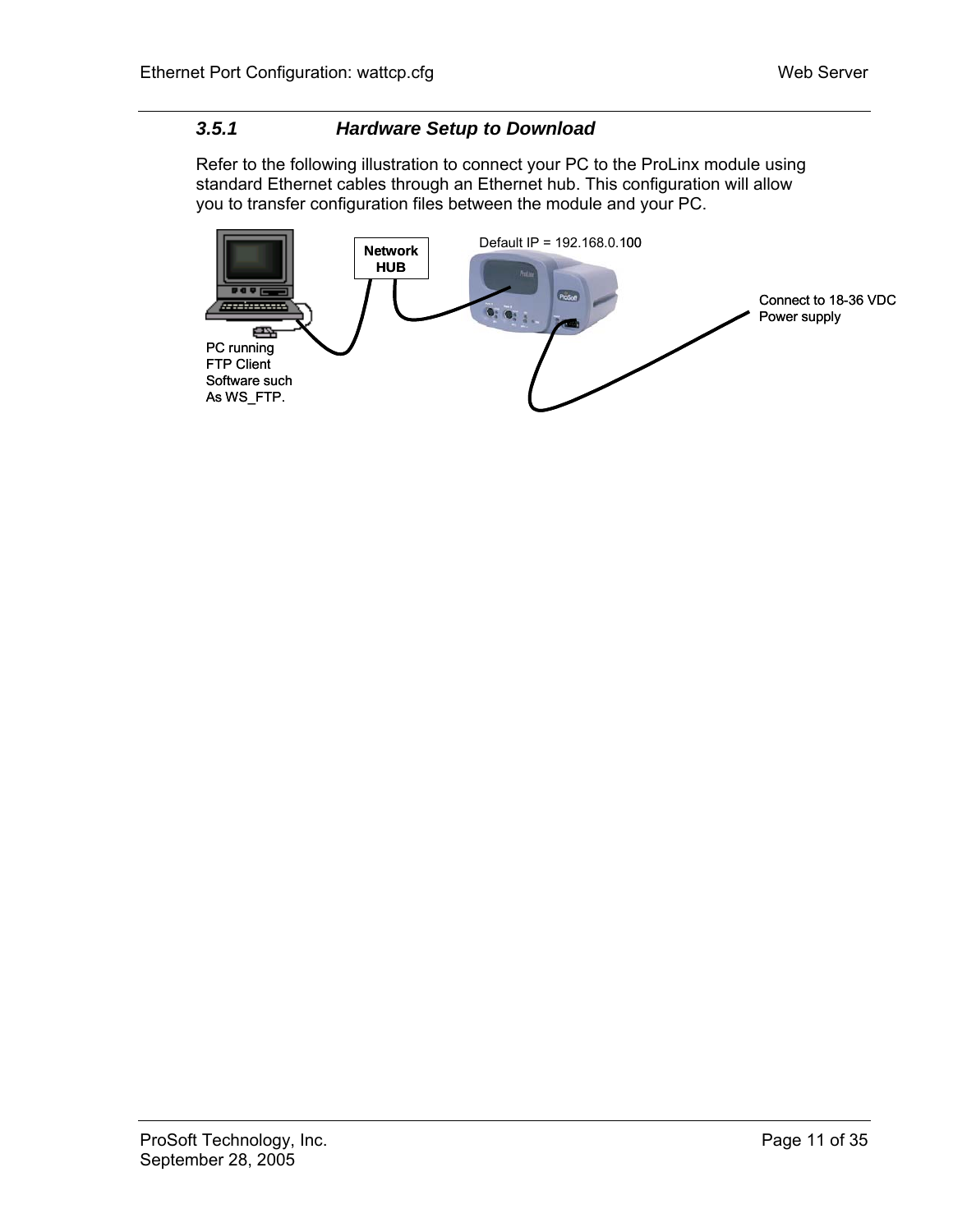### 3.5.1 Hardware Setup to Download

Refer to the following illustration to connect your PC to the ProLinx module using standard Ethernet cables through an Ethernet hub. This configuration will allow you to transfer configuration files between the module and your PC.

Network HUB

Default IP = 192.168.0.100

Connect to 18-36 VDC Power supply

PC running FTP Client Software such As WS_FTP.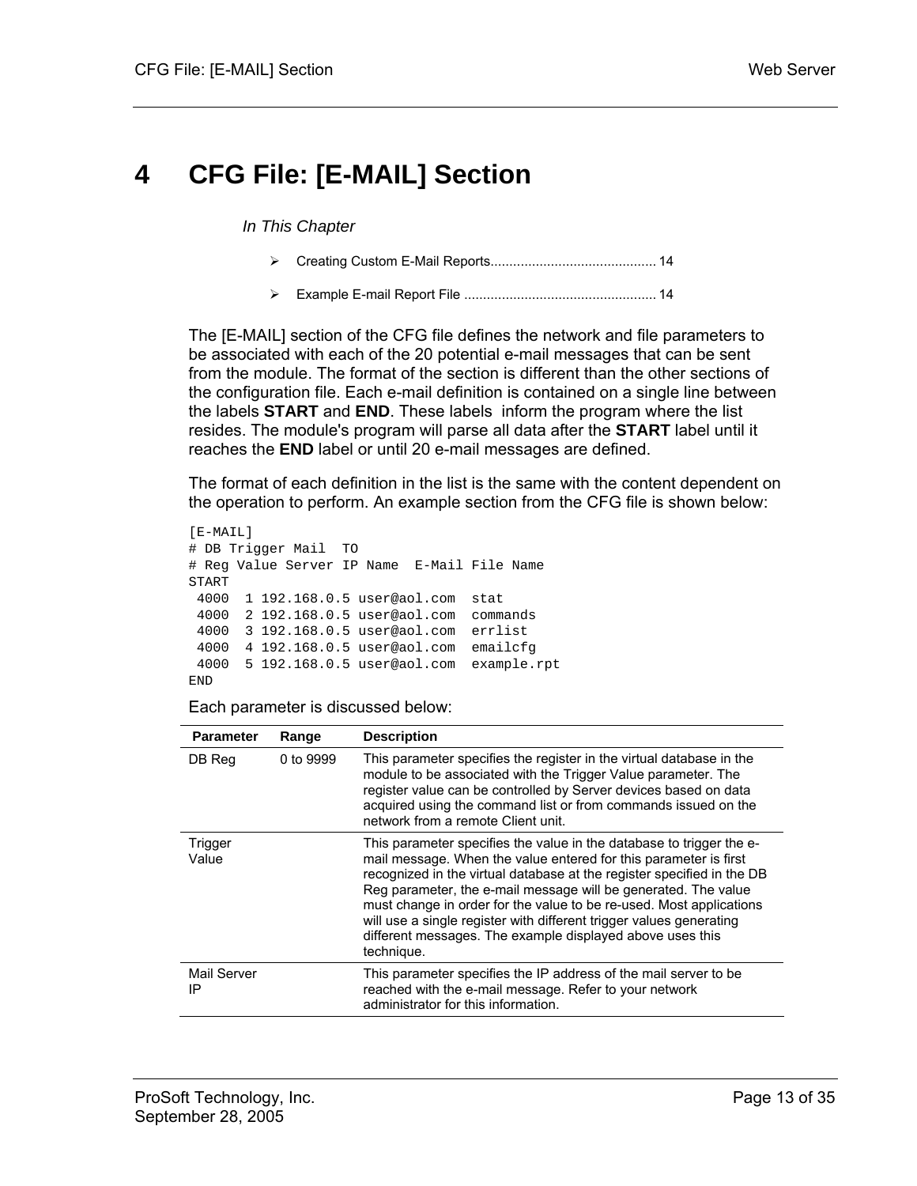# 4 CFG File: [E-MAIL] Section

*In This Chapter*

- Creating Custom E-Mail Reports............................................ 14
- Example E-mail Report File ................................................... 14

The [E-MAIL] section of the CFG file defines the network and file parameters to be associated with each of the 20 potential e-mail messages that can be sent from the module. The format of the section is different than the other sections of the configuration file. Each e-mail definition is contained on a single line between the labels **START** and **END**. These labels inform the program where the list resides. The module's program will parse all data after the **START** label until it reaches the **END** label or until 20 e-mail messages are defined.

The format of each definition in the list is the same with the content dependent on the operation to perform. An example section from the CFG file is shown below:

```
[E-MAIL]
# DB Trigger Mail  TO
# Reg Value Server IP Name  E-Mail File Name
START
 4000  1 192.168.0.5 user@aol.com  stat
 4000  2 192.168.0.5 user@aol.com  commands
 4000  3 192.168.0.5 user@aol.com  errlist
 4000  4 192.168.0.5 user@aol.com  emailcfg
 4000  5 192.168.0.5 user@aol.com  example.rpt
END
```

Each parameter is discussed below:

| Parameter | Range | Description |
|---|---|---|
| DB Reg | 0 to 9999 | This parameter specifies the register in the virtual database in the module to be associated with the Trigger Value parameter. The register value can be controlled by Server devices based on data acquired using the command list or from commands issued on the network from a remote Client unit. |
| Trigger Value | | This parameter specifies the value in the database to trigger the e-mail message. When the value entered for this parameter is first recognized in the virtual database at the register specified in the DB Reg parameter, the e-mail message will be generated. The value must change in order for the value to be re-used. Most applications will use a single register with different trigger values generating different messages. The example displayed above uses this technique. |
| Mail Server IP | | This parameter specifies the IP address of the mail server to be reached with the e-mail message. Refer to your network administrator for this information. |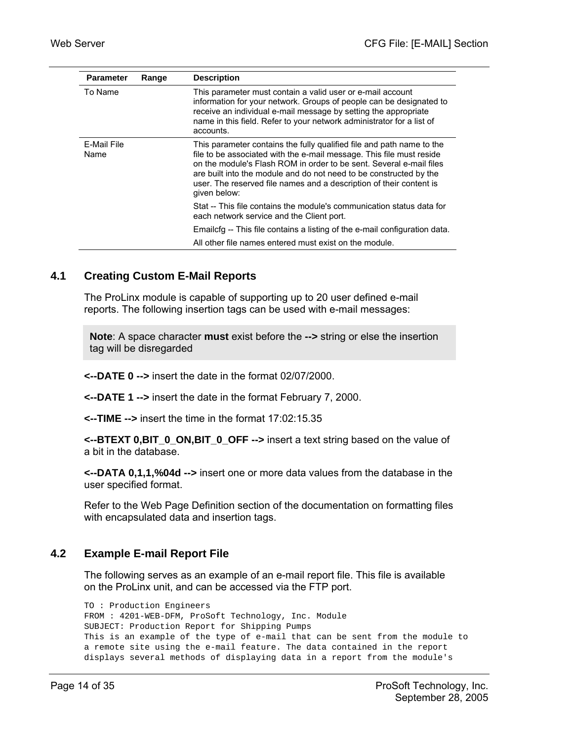| Parameter | Range | Description |
| --- | --- | --- |
| To Name | | This parameter must contain a valid user or e-mail account information for your network. Groups of people can be designated to receive an individual e-mail message by setting the appropriate name in this field. Refer to your network administrator for a list of accounts. |
| E-Mail File Name | | This parameter contains the fully qualified file and path name to the file to be associated with the e-mail message. This file must reside on the module's Flash ROM in order to be sent. Several e-mail files are built into the module and do not need to be constructed by the user. The reserved file names and a description of their content is given below:<br>Stat -- This file contains the module's communication status data for each network service and the Client port.<br>Emailcfg -- This file contains a listing of the e-mail configuration data.<br>All other file names entered must exist on the module. |

## 4.1 Creating Custom E-Mail Reports

The ProLinx module is capable of supporting up to 20 user defined e-mail reports. The following insertion tags can be used with e-mail messages:

> **Note**: A space character **must** exist before the **-->** string or else the insertion tag will be disregarded

**<--DATE 0 -->** insert the date in the format 02/07/2000.

**<--DATE 1 -->** insert the date in the format February 7, 2000.

**<--TIME -->** insert the time in the format 17:02:15.35

**<--BTEXT 0,BIT_0_ON,BIT_0_OFF -->** insert a text string based on the value of a bit in the database.

**<--DATA 0,1,1,%04d -->** insert one or more data values from the database in the user specified format.

Refer to the Web Page Definition section of the documentation on formatting files with encapsulated data and insertion tags.

## 4.2 Example E-mail Report File

The following serves as an example of an e-mail report file. This file is available on the ProLinx unit, and can be accessed via the FTP port.

```
TO : Production Engineers
FROM : 4201-WEB-DFM, ProSoft Technology, Inc. Module
SUBJECT: Production Report for Shipping Pumps
This is an example of the type of e-mail that can be sent from the module to
a remote site using the e-mail feature. The data contained in the report
displays several methods of displaying data in a report from the module's
```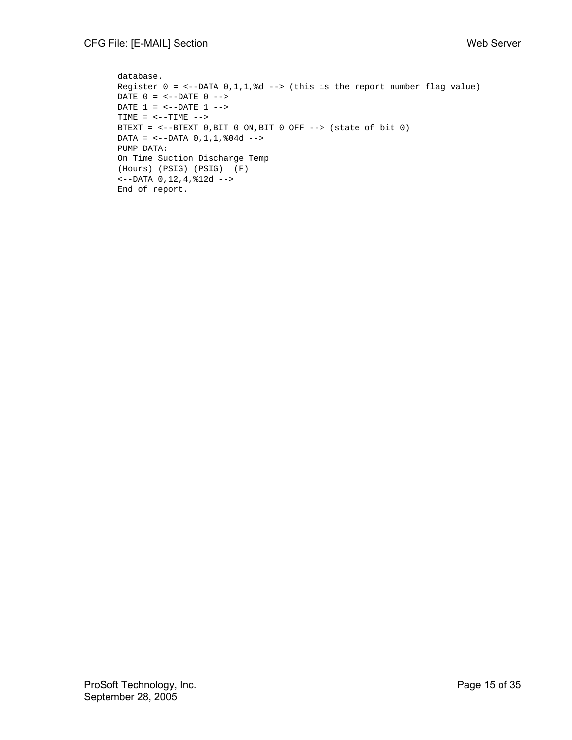```
database.
Register 0 = <--DATA 0,1,1,%d --> (this is the report number flag value)
DATE 0 = <--DATE 0 -->
DATE 1 = <--DATE 1 -->
TIME = <--TIME -->
BTEXT = <--BTEXT 0,BIT_0_ON,BIT_0_OFF --> (state of bit 0)
DATA = <--DATA 0,1,1,%04d -->
PUMP DATA:
On Time Suction Discharge Temp
(Hours) (PSIG) (PSIG)  (F)
<--DATA 0,12,4,%12d -->
End of report.
```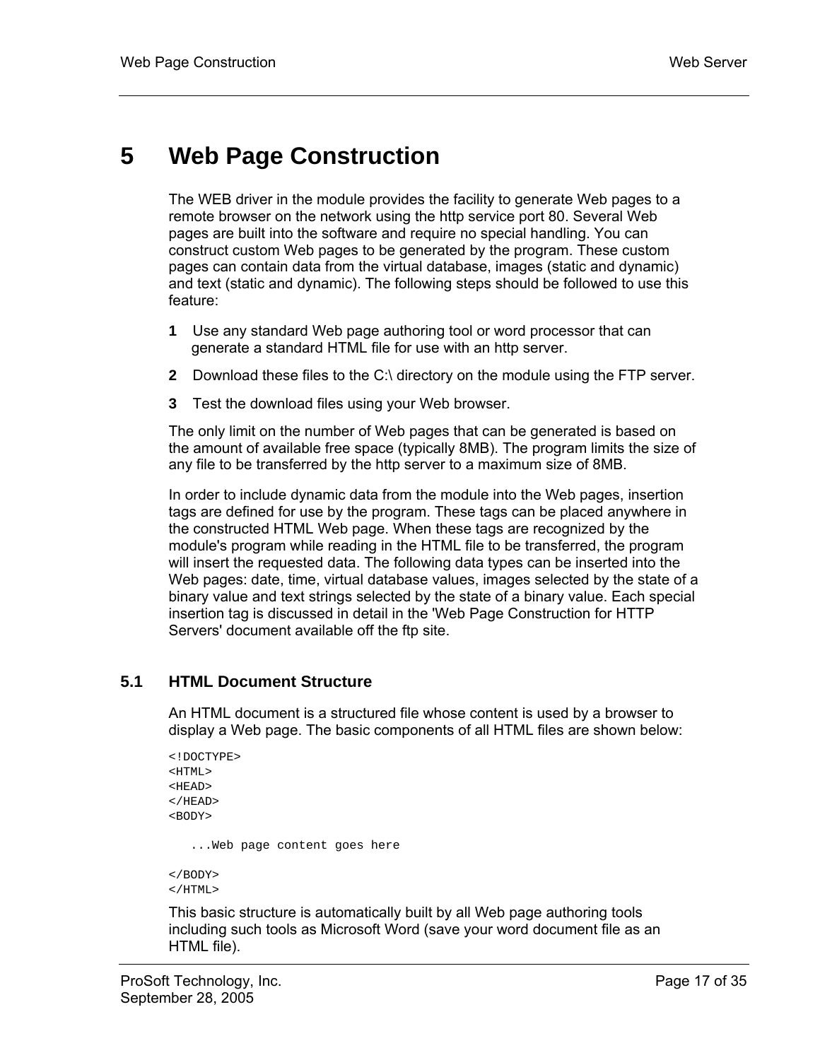# 5 Web Page Construction

The WEB driver in the module provides the facility to generate Web pages to a remote browser on the network using the http service port 80. Several Web pages are built into the software and require no special handling. You can construct custom Web pages to be generated by the program. These custom pages can contain data from the virtual database, images (static and dynamic) and text (static and dynamic). The following steps should be followed to use this feature:

1. Use any standard Web page authoring tool or word processor that can generate a standard HTML file for use with an http server.
2. Download these files to the C:\ directory on the module using the FTP server.
3. Test the download files using your Web browser.

The only limit on the number of Web pages that can be generated is based on the amount of available free space (typically 8MB). The program limits the size of any file to be transferred by the http server to a maximum size of 8MB.

In order to include dynamic data from the module into the Web pages, insertion tags are defined for use by the program. These tags can be placed anywhere in the constructed HTML Web page. When these tags are recognized by the module's program while reading in the HTML file to be transferred, the program will insert the requested data. The following data types can be inserted into the Web pages: date, time, virtual database values, images selected by the state of a binary value and text strings selected by the state of a binary value. Each special insertion tag is discussed in detail in the 'Web Page Construction for HTTP Servers' document available off the ftp site.

## 5.1 HTML Document Structure

An HTML document is a structured file whose content is used by a browser to display a Web page. The basic components of all HTML files are shown below:

```
<!DOCTYPE>
<HTML>
<HEAD>
</HEAD>
<BODY>

    ...Web page content goes here

</BODY>
</HTML>
```

This basic structure is automatically built by all Web page authoring tools including such tools as Microsoft Word (save your word document file as an HTML file).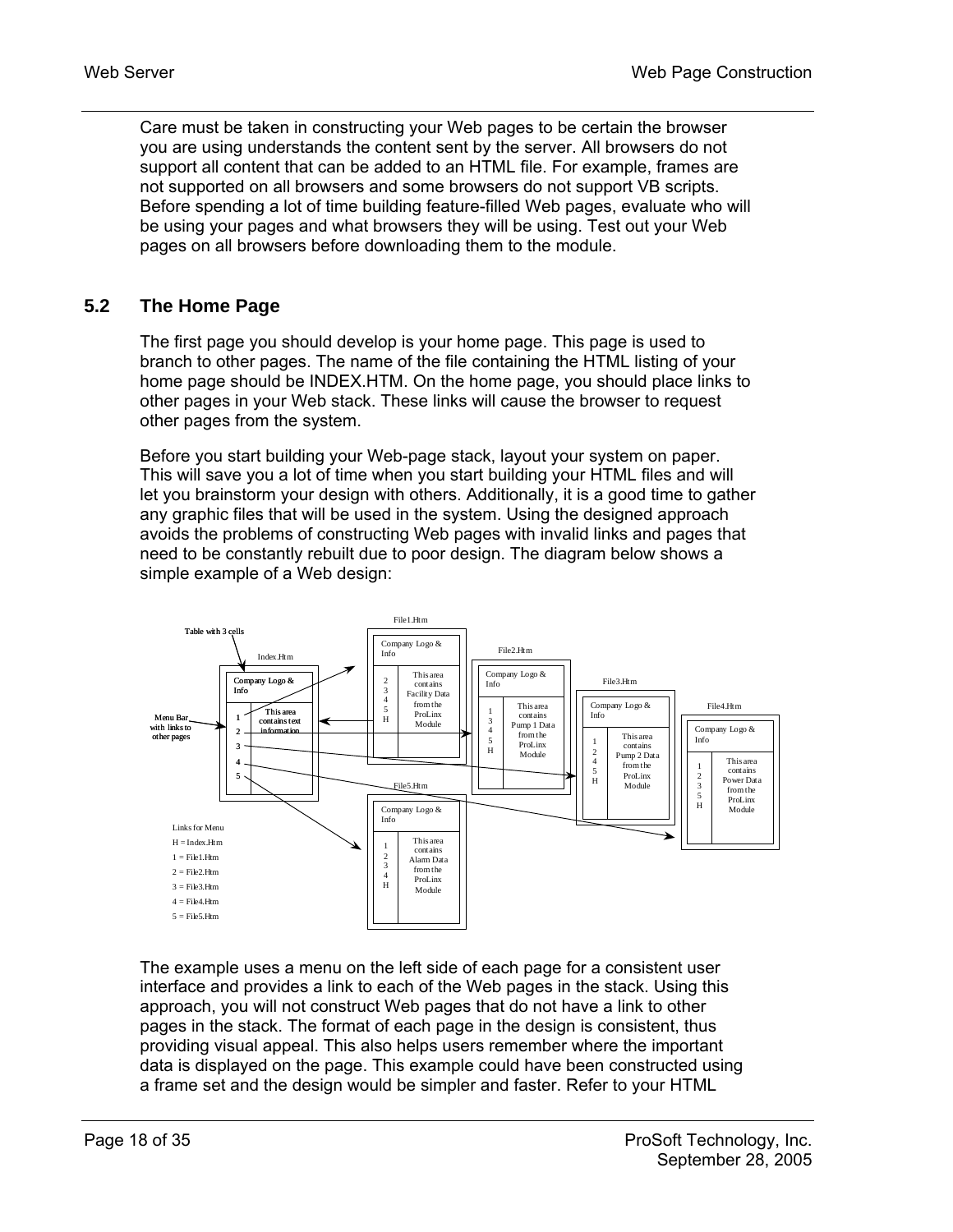Care must be taken in constructing your Web pages to be certain the browser you are using understands the content sent by the server. All browsers do not support all content that can be added to an HTML file. For example, frames are not supported on all browsers and some browsers do not support VB scripts. Before spending a lot of time building feature-filled Web pages, evaluate who will be using your pages and what browsers they will be using. Test out your Web pages on all browsers before downloading them to the module.

## 5.2 The Home Page

The first page you should develop is your home page. This page is used to branch to other pages. The name of the file containing the HTML listing of your home page should be INDEX.HTM. On the home page, you should place links to other pages in your Web stack. These links will cause the browser to request other pages from the system.

Before you start building your Web-page stack, layout your system on paper. This will save you a lot of time when you start building your HTML files and will let you brainstorm your design with others. Additionally, it is a good time to gather any graphic files that will be used in the system. Using the designed approach avoids the problems of constructing Web pages with invalid links and pages that need to be constantly rebuilt due to poor design. The diagram below shows a simple example of a Web design:

Table with 3 cells

Index.Htm — Company Logo & Info; Menu Bar with links to other pages: 1, 2, 3, 4, 5; This area contains text information

File1.Htm — Company Logo & Info; 2, 3, 4, 5, H; This area contains Facility Data from the ProLinx Module

File2.Htm — Company Logo & Info; 1, 3, 4, 5, H; This area contains Pump 1 Data from the ProLinx Module

File3.Htm — Company Logo & Info; 1, 2, 4, 5, H; This area contains Pump 2 Data from the ProLinx Module

File4.Htm — Company Logo & Info; 1, 2, 3, 5, H; This area contains Power Data from the ProLinx Module

File5.Htm — Company Logo & Info; 1, 2, 3, 4, H; This area contains Alarm Data from the ProLinx Module

Links for Menu
H = Index.Htm
1 = File1.Htm
2 = File2.Htm
3 = File3.Htm
4 = File4.Htm
5 = File5.Htm

The example uses a menu on the left side of each page for a consistent user interface and provides a link to each of the Web pages in the stack. Using this approach, you will not construct Web pages that do not have a link to other pages in the stack. The format of each page in the design is consistent, thus providing visual appeal. This also helps users remember where the important data is displayed on the page. This example could have been constructed using a frame set and the design would be simpler and faster. Refer to your HTML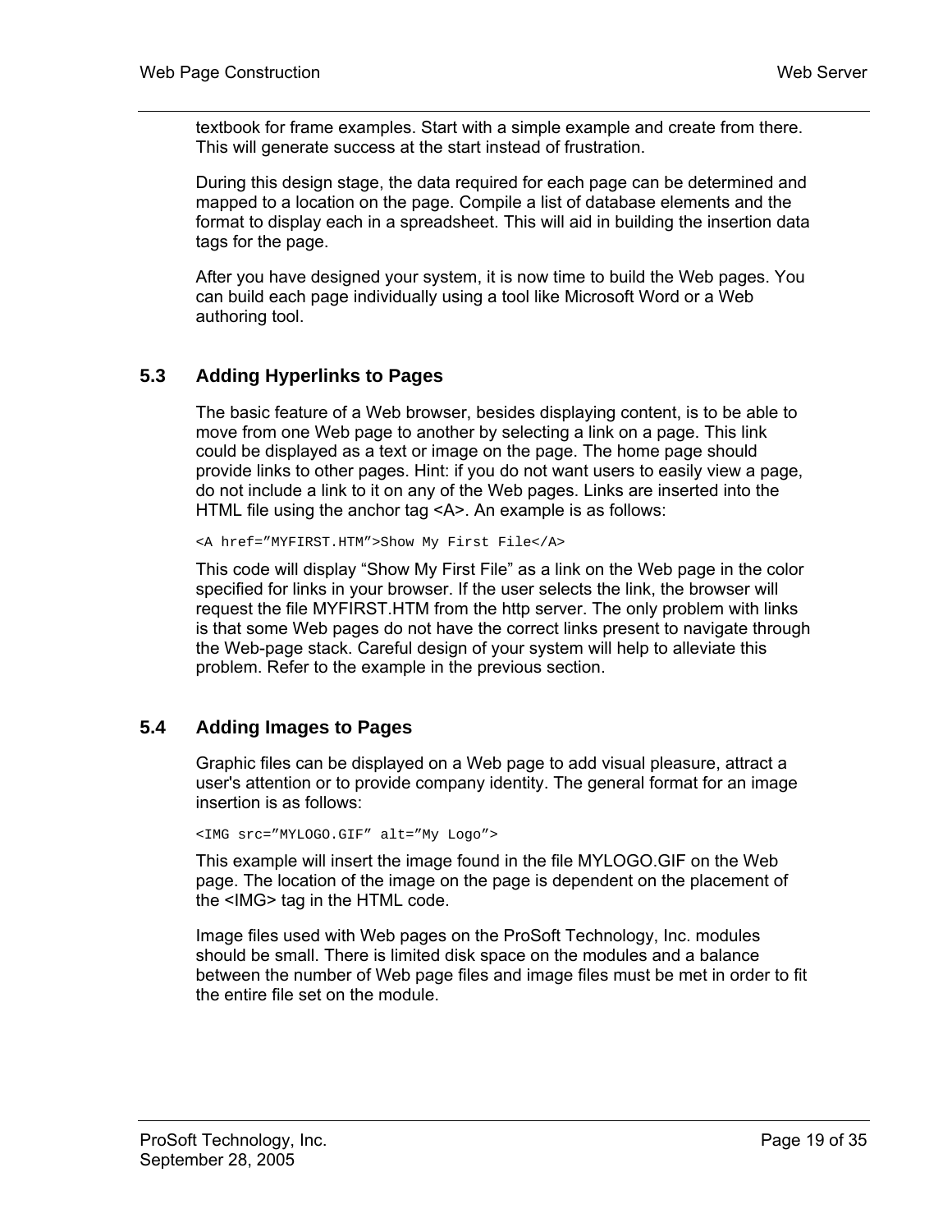textbook for frame examples. Start with a simple example and create from there. This will generate success at the start instead of frustration.

During this design stage, the data required for each page can be determined and mapped to a location on the page. Compile a list of database elements and the format to display each in a spreadsheet. This will aid in building the insertion data tags for the page.

After you have designed your system, it is now time to build the Web pages. You can build each page individually using a tool like Microsoft Word or a Web authoring tool.

## 5.3 Adding Hyperlinks to Pages

The basic feature of a Web browser, besides displaying content, is to be able to move from one Web page to another by selecting a link on a page. This link could be displayed as a text or image on the page. The home page should provide links to other pages. Hint: if you do not want users to easily view a page, do not include a link to it on any of the Web pages. Links are inserted into the HTML file using the anchor tag <A>. An example is as follows:

```
<A href=”MYFIRST.HTM”>Show My First File</A>
```

This code will display “Show My First File” as a link on the Web page in the color specified for links in your browser. If the user selects the link, the browser will request the file MYFIRST.HTM from the http server. The only problem with links is that some Web pages do not have the correct links present to navigate through the Web-page stack. Careful design of your system will help to alleviate this problem. Refer to the example in the previous section.

## 5.4 Adding Images to Pages

Graphic files can be displayed on a Web page to add visual pleasure, attract a user's attention or to provide company identity. The general format for an image insertion is as follows:

```
<IMG src=”MYLOGO.GIF” alt=”My Logo”>
```

This example will insert the image found in the file MYLOGO.GIF on the Web page. The location of the image on the page is dependent on the placement of the <IMG> tag in the HTML code.

Image files used with Web pages on the ProSoft Technology, Inc. modules should be small. There is limited disk space on the modules and a balance between the number of Web page files and image files must be met in order to fit the entire file set on the module.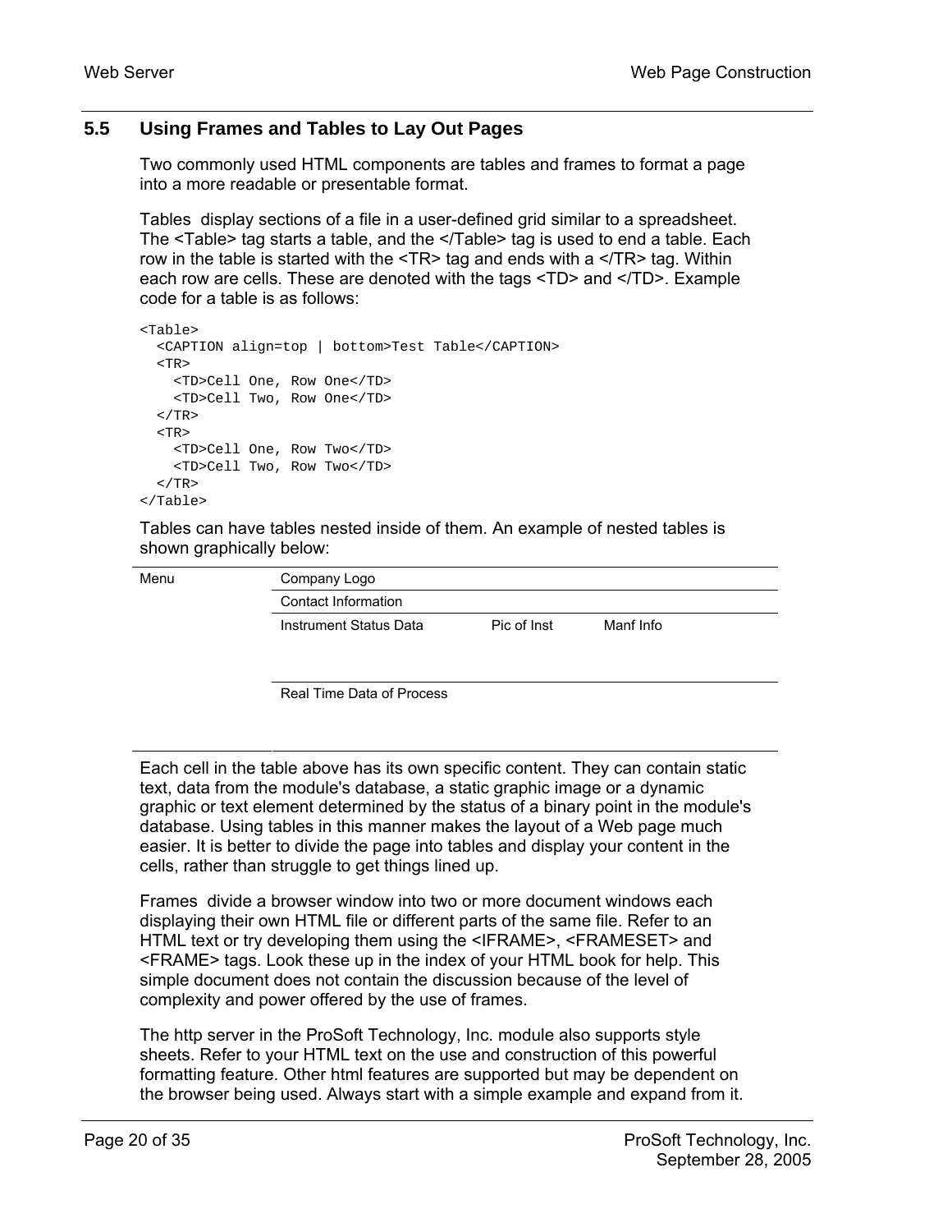## 5.5 Using Frames and Tables to Lay Out Pages

Two commonly used HTML components are tables and frames to format a page into a more readable or presentable format.

Tables display sections of a file in a user-defined grid similar to a spreadsheet. The <Table> tag starts a table, and the </Table> tag is used to end a table. Each row in the table is started with the <TR> tag and ends with a </TR> tag. Within each row are cells. These are denoted with the tags <TD> and </TD>. Example code for a table is as follows:

```
<Table>
  <CAPTION align=top | bottom>Test Table</CAPTION>
  <TR>
    <TD>Cell One, Row One</TD>
    <TD>Cell Two, Row One</TD>
  </TR>
  <TR>
    <TD>Cell One, Row Two</TD>
    <TD>Cell Two, Row Two</TD>
  </TR>
</Table>
```

Tables can have tables nested inside of them. An example of nested tables is shown graphically below:

| Menu | Company Logo | | |
|---|---|---|---|
| | Contact Information | | |
| | Instrument Status Data | Pic of Inst | Manf Info |
| | Real Time Data of Process | | |

Each cell in the table above has its own specific content. They can contain static text, data from the module's database, a static graphic image or a dynamic graphic or text element determined by the status of a binary point in the module's database. Using tables in this manner makes the layout of a Web page much easier. It is better to divide the page into tables and display your content in the cells, rather than struggle to get things lined up.

Frames divide a browser window into two or more document windows each displaying their own HTML file or different parts of the same file. Refer to an HTML text or try developing them using the <IFRAME>, <FRAMESET> and <FRAME> tags. Look these up in the index of your HTML book for help. This simple document does not contain the discussion because of the level of complexity and power offered by the use of frames.

The http server in the ProSoft Technology, Inc. module also supports style sheets. Refer to your HTML text on the use and construction of this powerful formatting feature. Other html features are supported but may be dependent on the browser being used. Always start with a simple example and expand from it.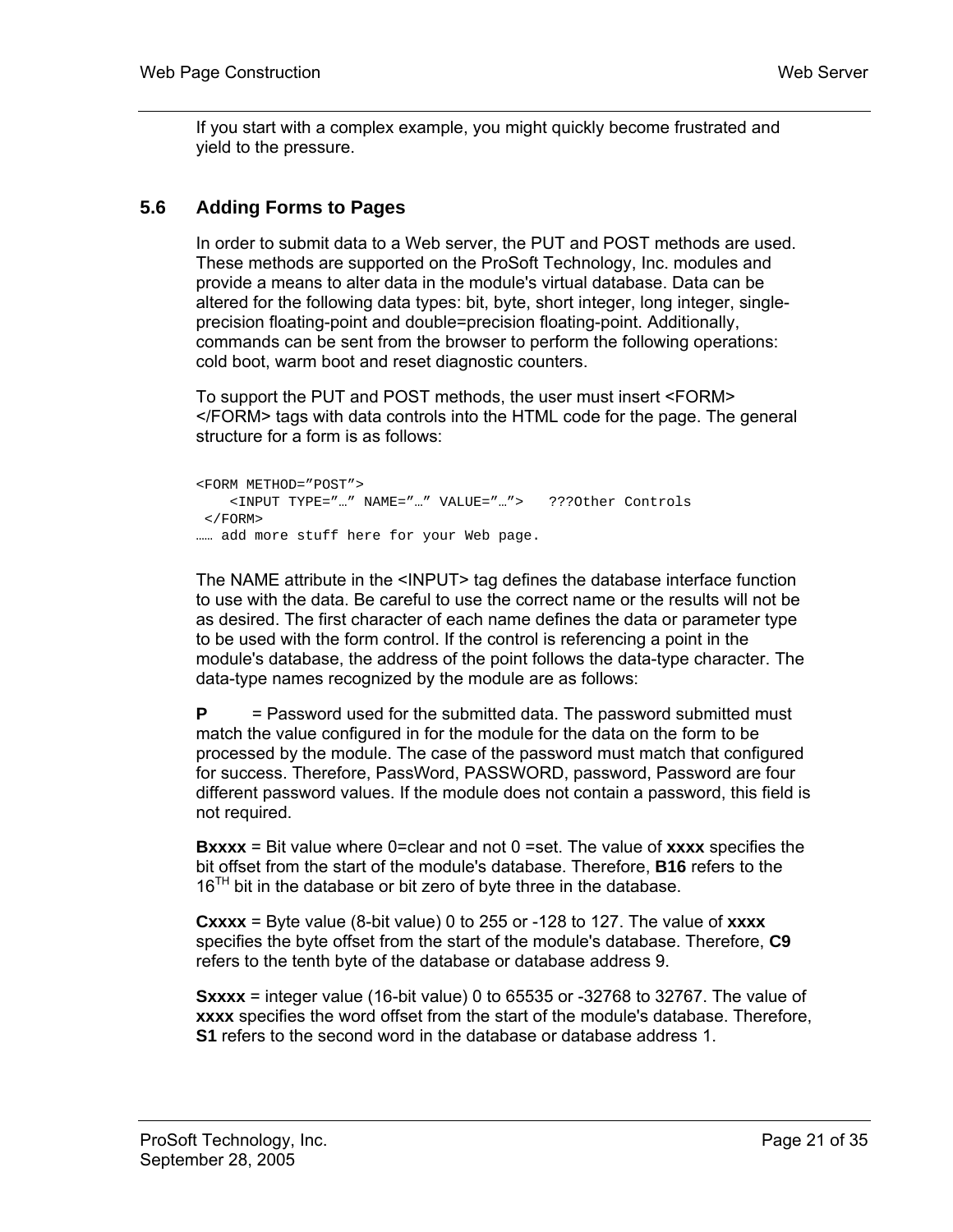If you start with a complex example, you might quickly become frustrated and yield to the pressure.

## 5.6 Adding Forms to Pages

In order to submit data to a Web server, the PUT and POST methods are used. These methods are supported on the ProSoft Technology, Inc. modules and provide a means to alter data in the module's virtual database. Data can be altered for the following data types: bit, byte, short integer, long integer, single-precision floating-point and double=precision floating-point. Additionally, commands can be sent from the browser to perform the following operations: cold boot, warm boot and reset diagnostic counters.

To support the PUT and POST methods, the user must insert <FORM> </FORM> tags with data controls into the HTML code for the page. The general structure for a form is as follows:

```
<FORM METHOD=”POST”>
    <INPUT TYPE=”…” NAME=”…” VALUE=”…”>   ???Other Controls
 </FORM>
…… add more stuff here for your Web page.
```

The NAME attribute in the <INPUT> tag defines the database interface function to use with the data. Be careful to use the correct name or the results will not be as desired. The first character of each name defines the data or parameter type to be used with the form control. If the control is referencing a point in the module's database, the address of the point follows the data-type character. The data-type names recognized by the module are as follows:

**P** = Password used for the submitted data. The password submitted must match the value configured in for the module for the data on the form to be processed by the module. The case of the password must match that configured for success. Therefore, PassWord, PASSWORD, password, Password are four different password values. If the module does not contain a password, this field is not required.

**Bxxxx** = Bit value where 0=clear and not 0 =set. The value of **xxxx** specifies the bit offset from the start of the module's database. Therefore, **B16** refers to the 16TH bit in the database or bit zero of byte three in the database.

**Cxxxx** = Byte value (8-bit value) 0 to 255 or -128 to 127. The value of **xxxx** specifies the byte offset from the start of the module's database. Therefore, **C9** refers to the tenth byte of the database or database address 9.

**Sxxxx** = integer value (16-bit value) 0 to 65535 or -32768 to 32767. The value of **xxxx** specifies the word offset from the start of the module's database. Therefore, **S1** refers to the second word in the database or database address 1.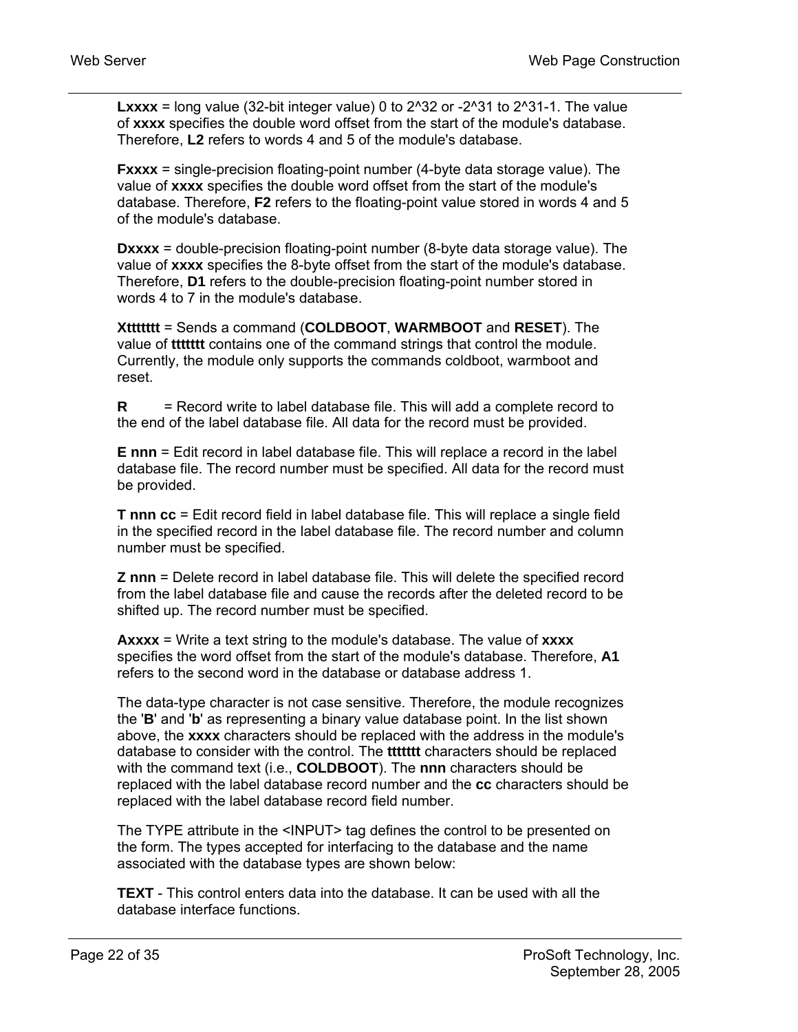**Lxxxx** = long value (32-bit integer value) 0 to 2^32 or -2^31 to 2^31-1. The value of **xxxx** specifies the double word offset from the start of the module's database. Therefore, **L2** refers to words 4 and 5 of the module's database.

**Fxxxx** = single-precision floating-point number (4-byte data storage value). The value of **xxxx** specifies the double word offset from the start of the module's database. Therefore, **F2** refers to the floating-point value stored in words 4 and 5 of the module's database.

**Dxxxx** = double-precision floating-point number (8-byte data storage value). The value of **xxxx** specifies the 8-byte offset from the start of the module's database. Therefore, **D1** refers to the double-precision floating-point number stored in words 4 to 7 in the module's database.

**Xttttttt** = Sends a command (**COLDBOOT**, **WARMBOOT** and **RESET**). The value of **ttttttt** contains one of the command strings that control the module. Currently, the module only supports the commands coldboot, warmboot and reset.

**R** = Record write to label database file. This will add a complete record to the end of the label database file. All data for the record must be provided.

**E nnn** = Edit record in label database file. This will replace a record in the label database file. The record number must be specified. All data for the record must be provided.

**T nnn cc** = Edit record field in label database file. This will replace a single field in the specified record in the label database file. The record number and column number must be specified.

**Z nnn** = Delete record in label database file. This will delete the specified record from the label database file and cause the records after the deleted record to be shifted up. The record number must be specified.

**Axxxx** = Write a text string to the module's database. The value of **xxxx** specifies the word offset from the start of the module's database. Therefore, **A1** refers to the second word in the database or database address 1.

The data-type character is not case sensitive. Therefore, the module recognizes the '**B**' and '**b**' as representing a binary value database point. In the list shown above, the **xxxx** characters should be replaced with the address in the module's database to consider with the control. The **ttttttt** characters should be replaced with the command text (i.e., **COLDBOOT**). The **nnn** characters should be replaced with the label database record number and the **cc** characters should be replaced with the label database record field number.

The TYPE attribute in the <INPUT> tag defines the control to be presented on the form. The types accepted for interfacing to the database and the name associated with the database types are shown below:

**TEXT** - This control enters data into the database. It can be used with all the database interface functions.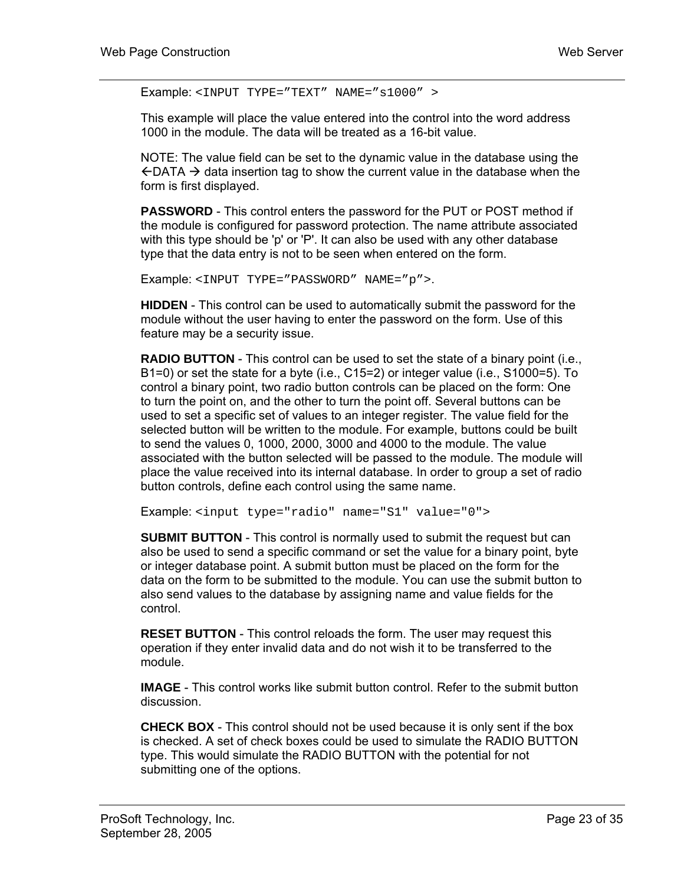Example: `<INPUT TYPE=”TEXT” NAME=”s1000” >`

This example will place the value entered into the control into the word address 1000 in the module. The data will be treated as a 16-bit value.

NOTE: The value field can be set to the dynamic value in the database using the ←DATA → data insertion tag to show the current value in the database when the form is first displayed.

**PASSWORD** - This control enters the password for the PUT or POST method if the module is configured for password protection. The name attribute associated with this type should be 'p' or 'P'. It can also be used with any other database type that the data entry is not to be seen when entered on the form.

Example: `<INPUT TYPE=”PASSWORD” NAME=”p”>`.

**HIDDEN** - This control can be used to automatically submit the password for the module without the user having to enter the password on the form. Use of this feature may be a security issue.

**RADIO BUTTON** - This control can be used to set the state of a binary point (i.e., B1=0) or set the state for a byte (i.e., C15=2) or integer value (i.e., S1000=5). To control a binary point, two radio button controls can be placed on the form: One to turn the point on, and the other to turn the point off. Several buttons can be used to set a specific set of values to an integer register. The value field for the selected button will be written to the module. For example, buttons could be built to send the values 0, 1000, 2000, 3000 and 4000 to the module. The value associated with the button selected will be passed to the module. The module will place the value received into its internal database. In order to group a set of radio button controls, define each control using the same name.

Example: `<input type="radio" name="S1" value="0">`

**SUBMIT BUTTON** - This control is normally used to submit the request but can also be used to send a specific command or set the value for a binary point, byte or integer database point. A submit button must be placed on the form for the data on the form to be submitted to the module. You can use the submit button to also send values to the database by assigning name and value fields for the control.

**RESET BUTTON** - This control reloads the form. The user may request this operation if they enter invalid data and do not wish it to be transferred to the module.

**IMAGE** - This control works like submit button control. Refer to the submit button discussion.

**CHECK BOX** - This control should not be used because it is only sent if the box is checked. A set of check boxes could be used to simulate the RADIO BUTTON type. This would simulate the RADIO BUTTON with the potential for not submitting one of the options.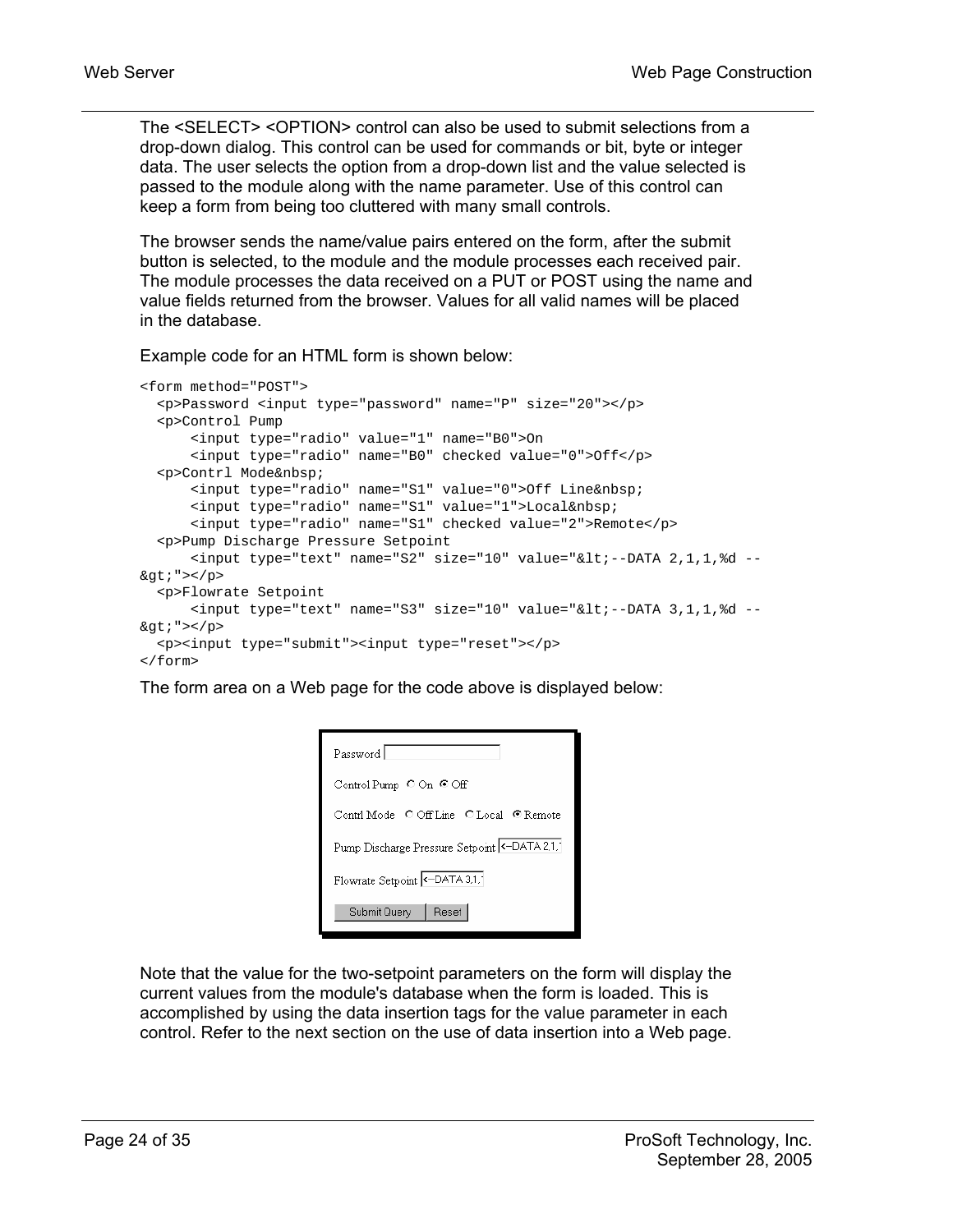The <SELECT> <OPTION> control can also be used to submit selections from a drop-down dialog. This control can be used for commands or bit, byte or integer data. The user selects the option from a drop-down list and the value selected is passed to the module along with the name parameter. Use of this control can keep a form from being too cluttered with many small controls.

The browser sends the name/value pairs entered on the form, after the submit button is selected, to the module and the module processes each received pair. The module processes the data received on a PUT or POST using the name and value fields returned from the browser. Values for all valid names will be placed in the database.

Example code for an HTML form is shown below:

```
<form method="POST">
  <p>Password <input type="password" name="P" size="20"></p>
  <p>Control Pump
      <input type="radio" value="1" name="B0">On
      <input type="radio" name="B0" checked value="0">Off</p>
  <p>Contrl Mode&nbsp;
      <input type="radio" name="S1" value="0">Off Line&nbsp;
      <input type="radio" name="S1" value="1">Local&nbsp;
      <input type="radio" name="S1" checked value="2">Remote</p>
  <p>Pump Discharge Pressure Setpoint
      <input type="text" name="S2" size="10" value="&lt;--DATA 2,1,1,%d --
&gt;"></p>
  <p>Flowrate Setpoint
      <input type="text" name="S3" size="10" value="&lt;--DATA 3,1,1,%d --
&gt;"></p>
  <p><input type="submit"><input type="reset"></p>
</form>
```

The form area on a Web page for the code above is displayed below:

Password

Control Pump ○ On ◉ Off

Contrl Mode ○ Off Line ○ Local ◉ Remote

Pump Discharge Pressure Setpoint <--DATA 2,1,1

Flowrate Setpoint <--DATA 3,1,1

Submit Query | Reset

Note that the value for the two-setpoint parameters on the form will display the current values from the module's database when the form is loaded. This is accomplished by using the data insertion tags for the value parameter in each control. Refer to the next section on the use of data insertion into a Web page.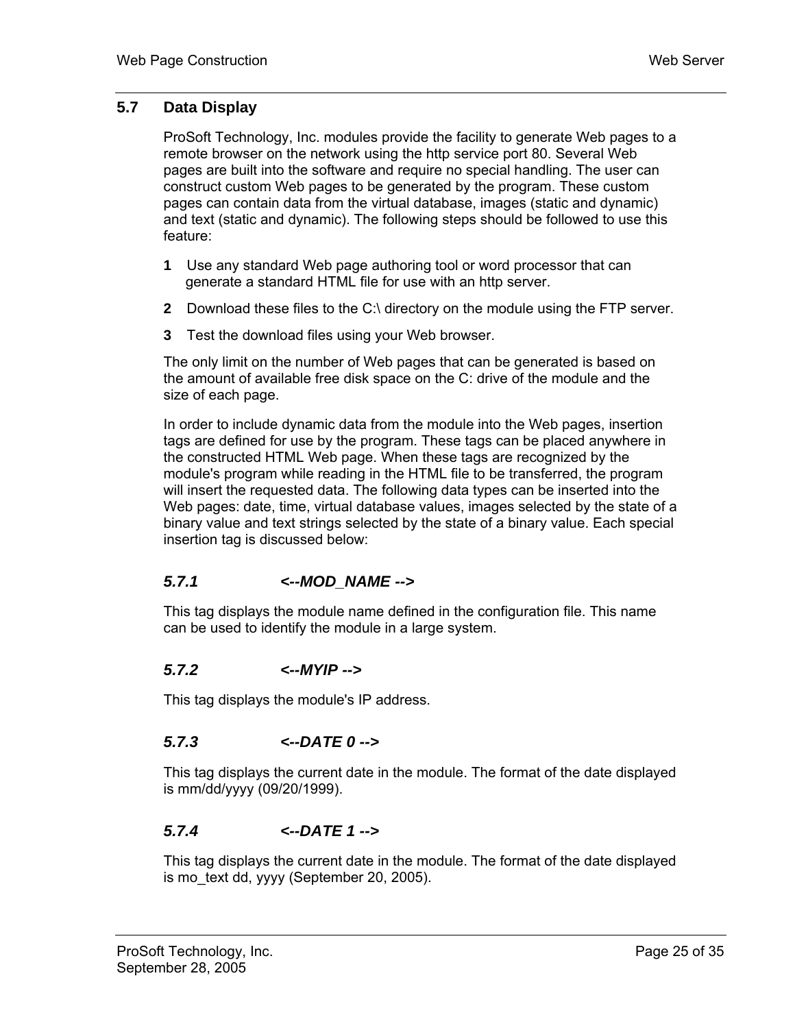## 5.7 Data Display

ProSoft Technology, Inc. modules provide the facility to generate Web pages to a remote browser on the network using the http service port 80. Several Web pages are built into the software and require no special handling. The user can construct custom Web pages to be generated by the program. These custom pages can contain data from the virtual database, images (static and dynamic) and text (static and dynamic). The following steps should be followed to use this feature:

1. Use any standard Web page authoring tool or word processor that can generate a standard HTML file for use with an http server.
2. Download these files to the C:\ directory on the module using the FTP server.
3. Test the download files using your Web browser.

The only limit on the number of Web pages that can be generated is based on the amount of available free disk space on the C: drive of the module and the size of each page.

In order to include dynamic data from the module into the Web pages, insertion tags are defined for use by the program. These tags can be placed anywhere in the constructed HTML Web page. When these tags are recognized by the module's program while reading in the HTML file to be transferred, the program will insert the requested data. The following data types can be inserted into the Web pages: date, time, virtual database values, images selected by the state of a binary value and text strings selected by the state of a binary value. Each special insertion tag is discussed below:

### *5.7.1 <--MOD_NAME -->*

This tag displays the module name defined in the configuration file. This name can be used to identify the module in a large system.

### *5.7.2 <--MYIP -->*

This tag displays the module's IP address.

### *5.7.3 <--DATE 0 -->*

This tag displays the current date in the module. The format of the date displayed is mm/dd/yyyy (09/20/1999).

### *5.7.4 <--DATE 1 -->*

This tag displays the current date in the module. The format of the date displayed is mo_text dd, yyyy (September 20, 2005).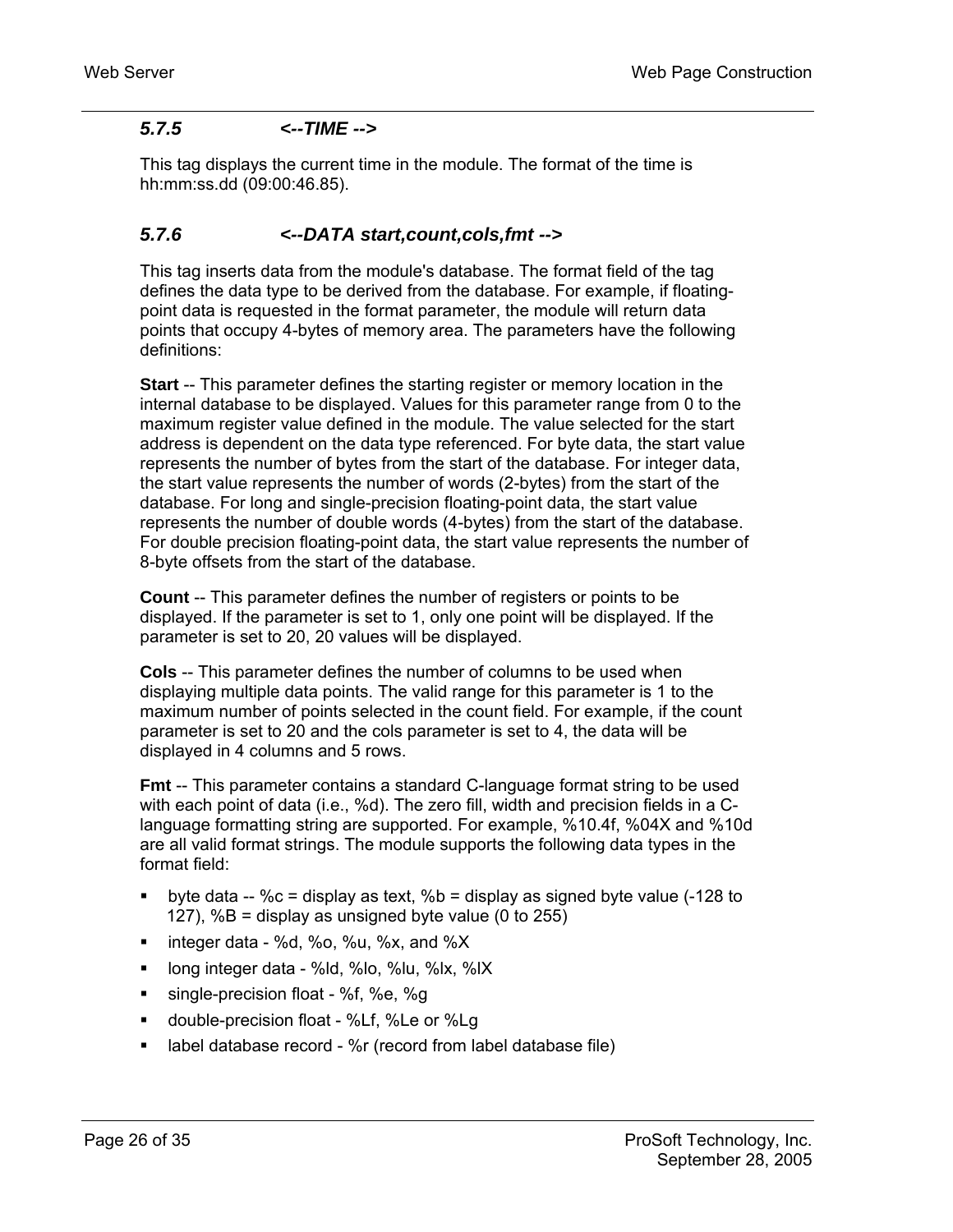### *5.7.5 <--TIME -->*

This tag displays the current time in the module. The format of the time is hh:mm:ss.dd (09:00:46.85).

### *5.7.6 <--DATA start,count,cols,fmt -->*

This tag inserts data from the module's database. The format field of the tag defines the data type to be derived from the database. For example, if floating-point data is requested in the format parameter, the module will return data points that occupy 4-bytes of memory area. The parameters have the following definitions:

**Start** -- This parameter defines the starting register or memory location in the internal database to be displayed. Values for this parameter range from 0 to the maximum register value defined in the module. The value selected for the start address is dependent on the data type referenced. For byte data, the start value represents the number of bytes from the start of the database. For integer data, the start value represents the number of words (2-bytes) from the start of the database. For long and single-precision floating-point data, the start value represents the number of double words (4-bytes) from the start of the database. For double precision floating-point data, the start value represents the number of 8-byte offsets from the start of the database.

**Count** -- This parameter defines the number of registers or points to be displayed. If the parameter is set to 1, only one point will be displayed. If the parameter is set to 20, 20 values will be displayed.

**Cols** -- This parameter defines the number of columns to be used when displaying multiple data points. The valid range for this parameter is 1 to the maximum number of points selected in the count field. For example, if the count parameter is set to 20 and the cols parameter is set to 4, the data will be displayed in 4 columns and 5 rows.

**Fmt** -- This parameter contains a standard C-language format string to be used with each point of data (i.e., %d). The zero fill, width and precision fields in a C-language formatting string are supported. For example, %10.4f, %04X and %10d are all valid format strings. The module supports the following data types in the format field:

- byte data -- %c = display as text, %b = display as signed byte value (-128 to 127), %B = display as unsigned byte value (0 to 255)
- integer data - %d, %o, %u, %x, and %X
- long integer data - %ld, %lo, %lu, %lx, %lX
- single-precision float - %f, %e, %g
- double-precision float - %Lf, %Le or %Lg
- label database record - %r (record from label database file)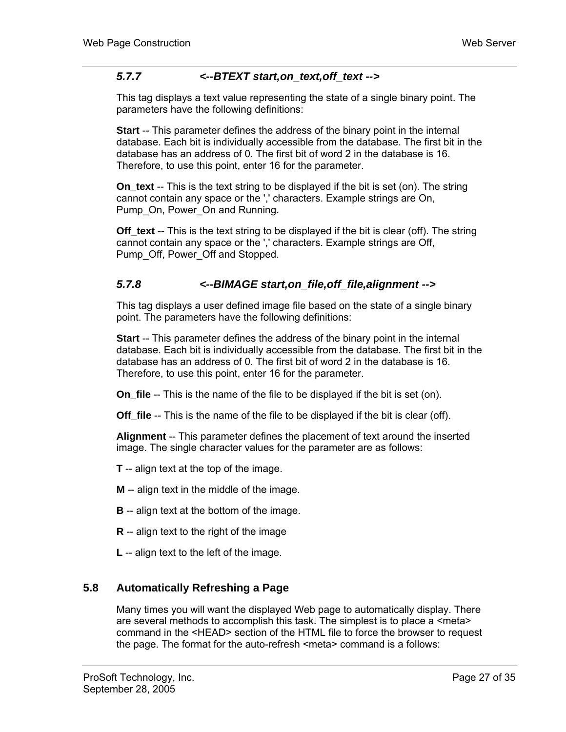### *5.7.7 <--BTEXT start,on_text,off_text -->*

This tag displays a text value representing the state of a single binary point. The parameters have the following definitions:

**Start** -- This parameter defines the address of the binary point in the internal database. Each bit is individually accessible from the database. The first bit in the database has an address of 0. The first bit of word 2 in the database is 16. Therefore, to use this point, enter 16 for the parameter.

**On_text** -- This is the text string to be displayed if the bit is set (on). The string cannot contain any space or the ',' characters. Example strings are On, Pump_On, Power_On and Running.

**Off_text** -- This is the text string to be displayed if the bit is clear (off). The string cannot contain any space or the ',' characters. Example strings are Off, Pump_Off, Power_Off and Stopped.

### *5.7.8 <--BIMAGE start,on_file,off_file,alignment -->*

This tag displays a user defined image file based on the state of a single binary point. The parameters have the following definitions:

**Start** -- This parameter defines the address of the binary point in the internal database. Each bit is individually accessible from the database. The first bit in the database has an address of 0. The first bit of word 2 in the database is 16. Therefore, to use this point, enter 16 for the parameter.

**On_file** -- This is the name of the file to be displayed if the bit is set (on).

**Off_file** -- This is the name of the file to be displayed if the bit is clear (off).

**Alignment** -- This parameter defines the placement of text around the inserted image. The single character values for the parameter are as follows:

**T** -- align text at the top of the image.

**M** -- align text in the middle of the image.

**B** -- align text at the bottom of the image.

**R** -- align text to the right of the image

**L** -- align text to the left of the image.

## 5.8 Automatically Refreshing a Page

Many times you will want the displayed Web page to automatically display. There are several methods to accomplish this task. The simplest is to place a <meta> command in the <HEAD> section of the HTML file to force the browser to request the page. The format for the auto-refresh <meta> command is a follows: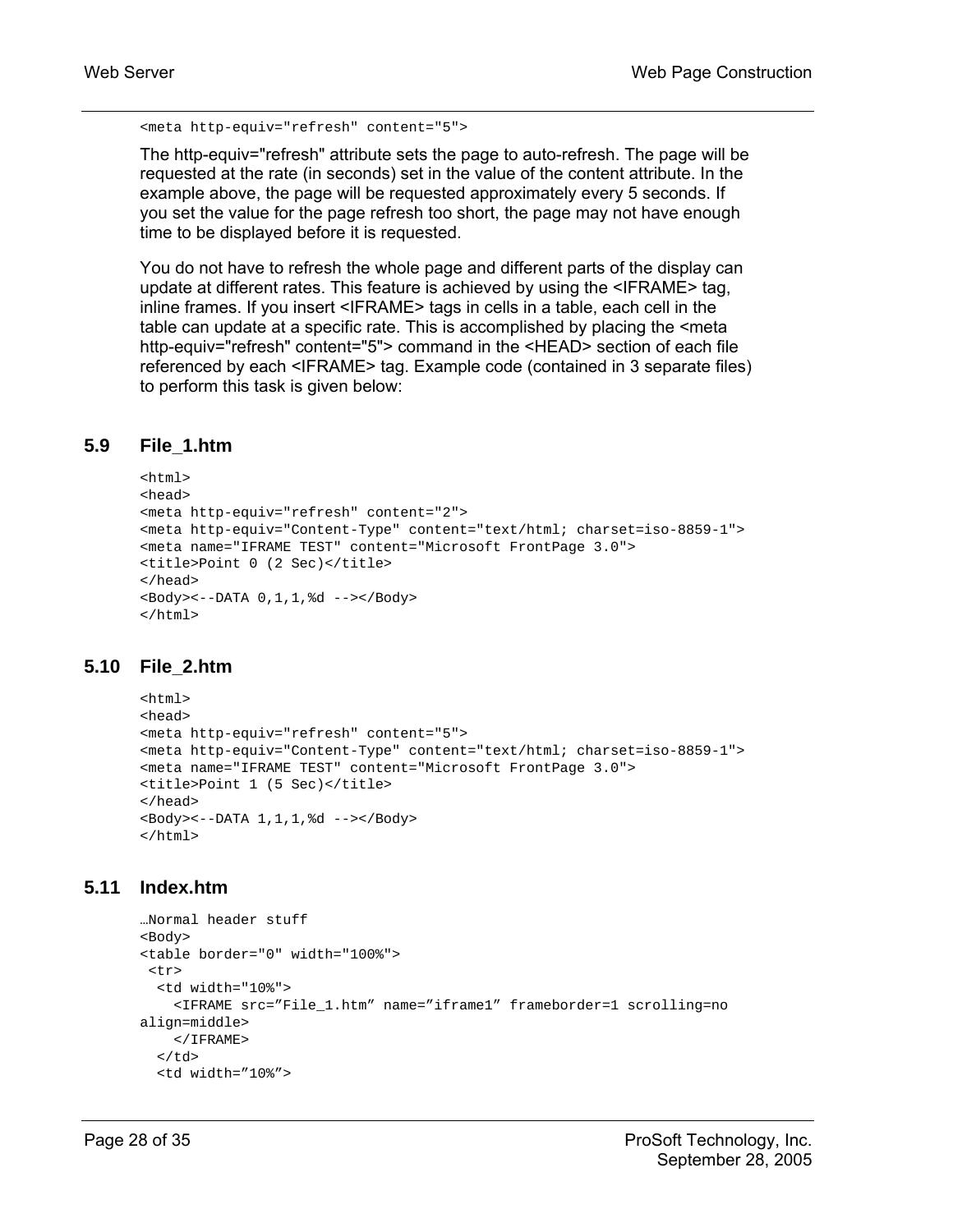```
<meta http-equiv="refresh" content="5">
```

The http-equiv="refresh" attribute sets the page to auto-refresh. The page will be requested at the rate (in seconds) set in the value of the content attribute. In the example above, the page will be requested approximately every 5 seconds. If you set the value for the page refresh too short, the page may not have enough time to be displayed before it is requested.

You do not have to refresh the whole page and different parts of the display can update at different rates. This feature is achieved by using the <IFRAME> tag, inline frames. If you insert <IFRAME> tags in cells in a table, each cell in the table can update at a specific rate. This is accomplished by placing the <meta http-equiv="refresh" content="5"> command in the <HEAD> section of each file referenced by each <IFRAME> tag. Example code (contained in 3 separate files) to perform this task is given below:

## 5.9 File_1.htm

```
<html>
<head>
<meta http-equiv="refresh" content="2">
<meta http-equiv="Content-Type" content="text/html; charset=iso-8859-1">
<meta name="IFRAME TEST" content="Microsoft FrontPage 3.0">
<title>Point 0 (2 Sec)</title>
</head>
<Body><--DATA 0,1,1,%d --></Body>
</html>
```

## 5.10 File_2.htm

```
<html>
<head>
<meta http-equiv="refresh" content="5">
<meta http-equiv="Content-Type" content="text/html; charset=iso-8859-1">
<meta name="IFRAME TEST" content="Microsoft FrontPage 3.0">
<title>Point 1 (5 Sec)</title>
</head>
<Body><--DATA 1,1,1,%d --></Body>
</html>
```

## 5.11 Index.htm

```
…Normal header stuff
<Body>
<table border="0" width="100%">
 <tr>
  <td width="10%">
    <IFRAME src=”File_1.htm” name=”iframe1” frameborder=1 scrolling=no
align=middle>
    </IFRAME>
  </td>
  <td width=”10%”>
```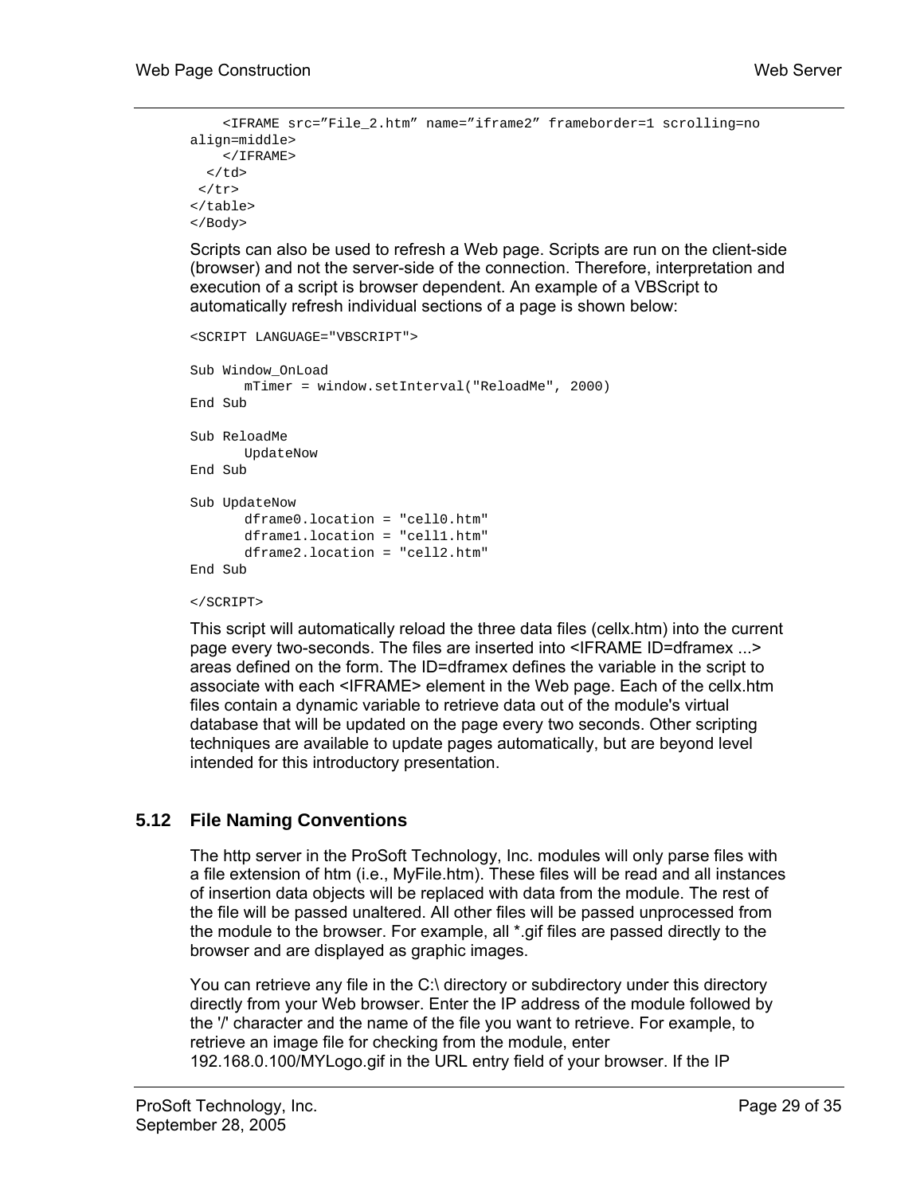```
    <IFRAME src="File_2.htm" name="iframe2" frameborder=1 scrolling=no
align=middle>
    </IFRAME>
  </td>
 </tr>
</table>
</Body>
```

Scripts can also be used to refresh a Web page. Scripts are run on the client-side (browser) and not the server-side of the connection. Therefore, interpretation and execution of a script is browser dependent. An example of a VBScript to automatically refresh individual sections of a page is shown below:

```
<SCRIPT LANGUAGE="VBSCRIPT">

Sub Window_OnLoad
       mTimer = window.setInterval("ReloadMe", 2000)
End Sub

Sub ReloadMe
       UpdateNow
End Sub

Sub UpdateNow
       dframe0.location = "cell0.htm"
       dframe1.location = "cell1.htm"
       dframe2.location = "cell2.htm"
End Sub

</SCRIPT>
```

This script will automatically reload the three data files (cellx.htm) into the current page every two-seconds. The files are inserted into <IFRAME ID=dframex ...> areas defined on the form. The ID=dframex defines the variable in the script to associate with each <IFRAME> element in the Web page. Each of the cellx.htm files contain a dynamic variable to retrieve data out of the module's virtual database that will be updated on the page every two seconds. Other scripting techniques are available to update pages automatically, but are beyond level intended for this introductory presentation.

## 5.12 File Naming Conventions

The http server in the ProSoft Technology, Inc. modules will only parse files with a file extension of htm (i.e., MyFile.htm). These files will be read and all instances of insertion data objects will be replaced with data from the module. The rest of the file will be passed unaltered. All other files will be passed unprocessed from the module to the browser. For example, all *.gif files are passed directly to the browser and are displayed as graphic images.

You can retrieve any file in the C:\ directory or subdirectory under this directory directly from your Web browser. Enter the IP address of the module followed by the '/' character and the name of the file you want to retrieve. For example, to retrieve an image file for checking from the module, enter 192.168.0.100/MYLogo.gif in the URL entry field of your browser. If the IP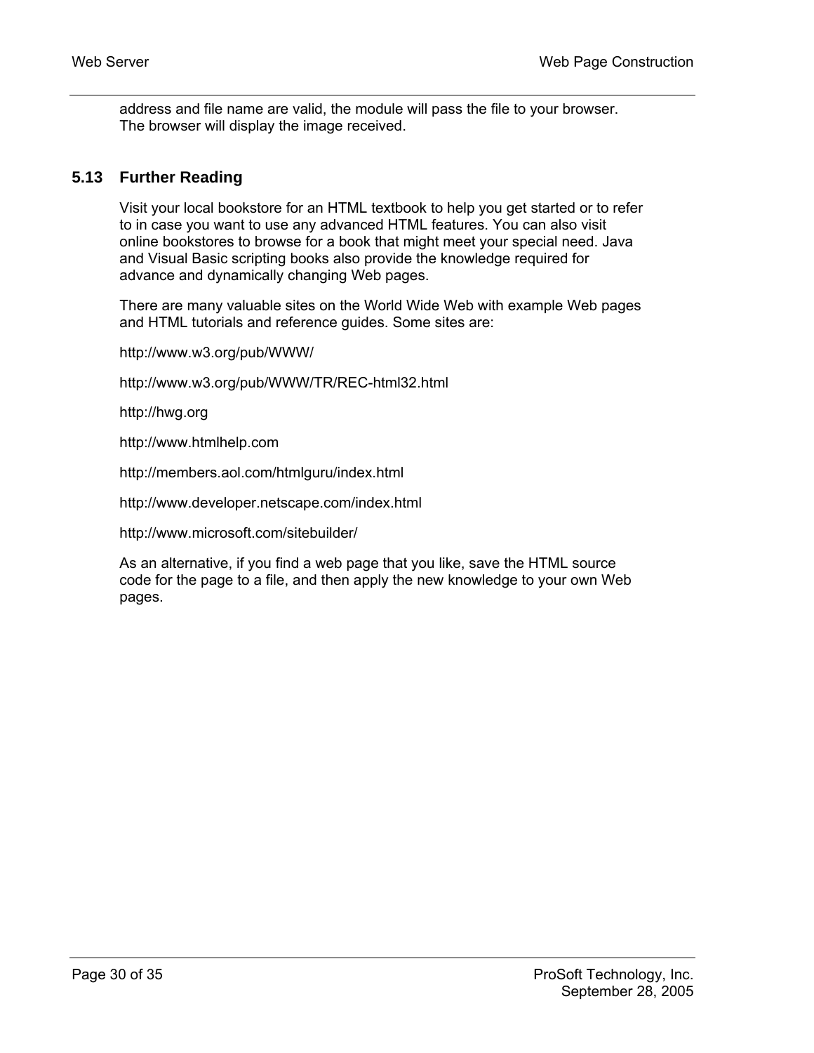address and file name are valid, the module will pass the file to your browser. The browser will display the image received.

## 5.13 Further Reading

Visit your local bookstore for an HTML textbook to help you get started or to refer to in case you want to use any advanced HTML features. You can also visit online bookstores to browse for a book that might meet your special need. Java and Visual Basic scripting books also provide the knowledge required for advance and dynamically changing Web pages.

There are many valuable sites on the World Wide Web with example Web pages and HTML tutorials and reference guides. Some sites are:

http://www.w3.org/pub/WWW/

http://www.w3.org/pub/WWW/TR/REC-html32.html

http://hwg.org

http://www.htmlhelp.com

http://members.aol.com/htmlguru/index.html

http://www.developer.netscape.com/index.html

http://www.microsoft.com/sitebuilder/

As an alternative, if you find a web page that you like, save the HTML source code for the page to a file, and then apply the new knowledge to your own Web pages.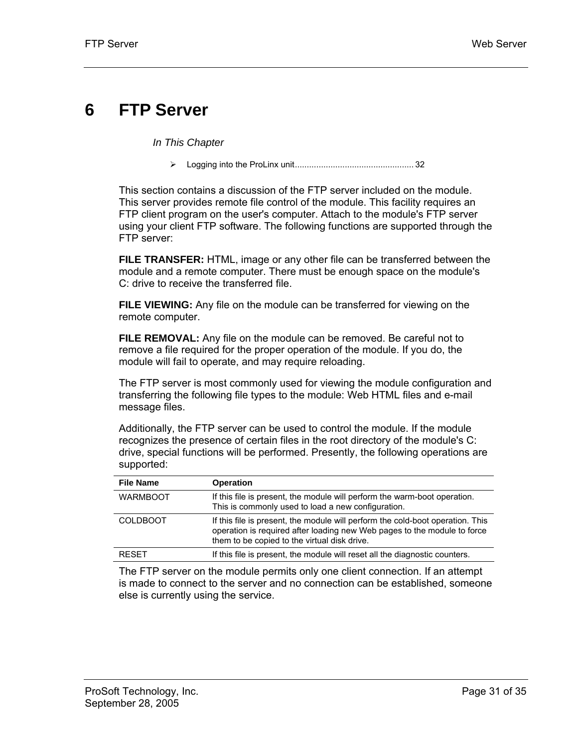# 6 FTP Server

*In This Chapter*

- Logging into the ProLinx unit................................................. 32

This section contains a discussion of the FTP server included on the module. This server provides remote file control of the module. This facility requires an FTP client program on the user's computer. Attach to the module's FTP server using your client FTP software. The following functions are supported through the FTP server:

**FILE TRANSFER:** HTML, image or any other file can be transferred between the module and a remote computer. There must be enough space on the module's C: drive to receive the transferred file.

**FILE VIEWING:** Any file on the module can be transferred for viewing on the remote computer.

**FILE REMOVAL:** Any file on the module can be removed. Be careful not to remove a file required for the proper operation of the module. If you do, the module will fail to operate, and may require reloading.

The FTP server is most commonly used for viewing the module configuration and transferring the following file types to the module: Web HTML files and e-mail message files.

Additionally, the FTP server can be used to control the module. If the module recognizes the presence of certain files in the root directory of the module's C: drive, special functions will be performed. Presently, the following operations are supported:

| File Name | Operation |
|---|---|
| WARMBOOT | If this file is present, the module will perform the warm-boot operation. This is commonly used to load a new configuration. |
| COLDBOOT | If this file is present, the module will perform the cold-boot operation. This operation is required after loading new Web pages to the module to force them to be copied to the virtual disk drive. |
| RESET | If this file is present, the module will reset all the diagnostic counters. |

The FTP server on the module permits only one client connection. If an attempt is made to connect to the server and no connection can be established, someone else is currently using the service.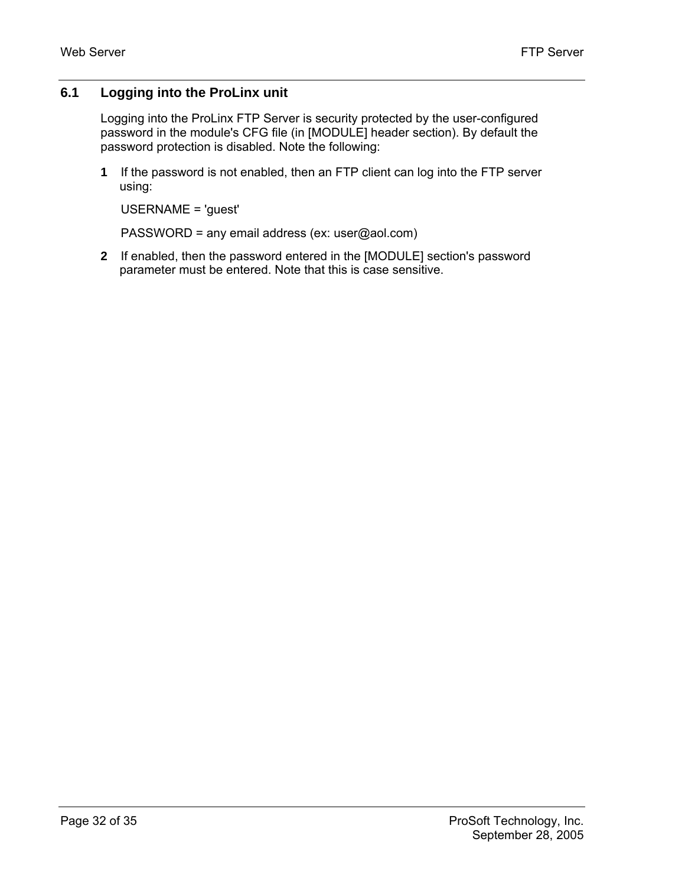## 6.1 Logging into the ProLinx unit

Logging into the ProLinx FTP Server is security protected by the user-configured password in the module's CFG file (in [MODULE] header section). By default the password protection is disabled. Note the following:

1. If the password is not enabled, then an FTP client can log into the FTP server using:

   USERNAME = 'guest'

   PASSWORD = any email address (ex: user@aol.com)

2. If enabled, then the password entered in the [MODULE] section's password parameter must be entered. Note that this is case sensitive.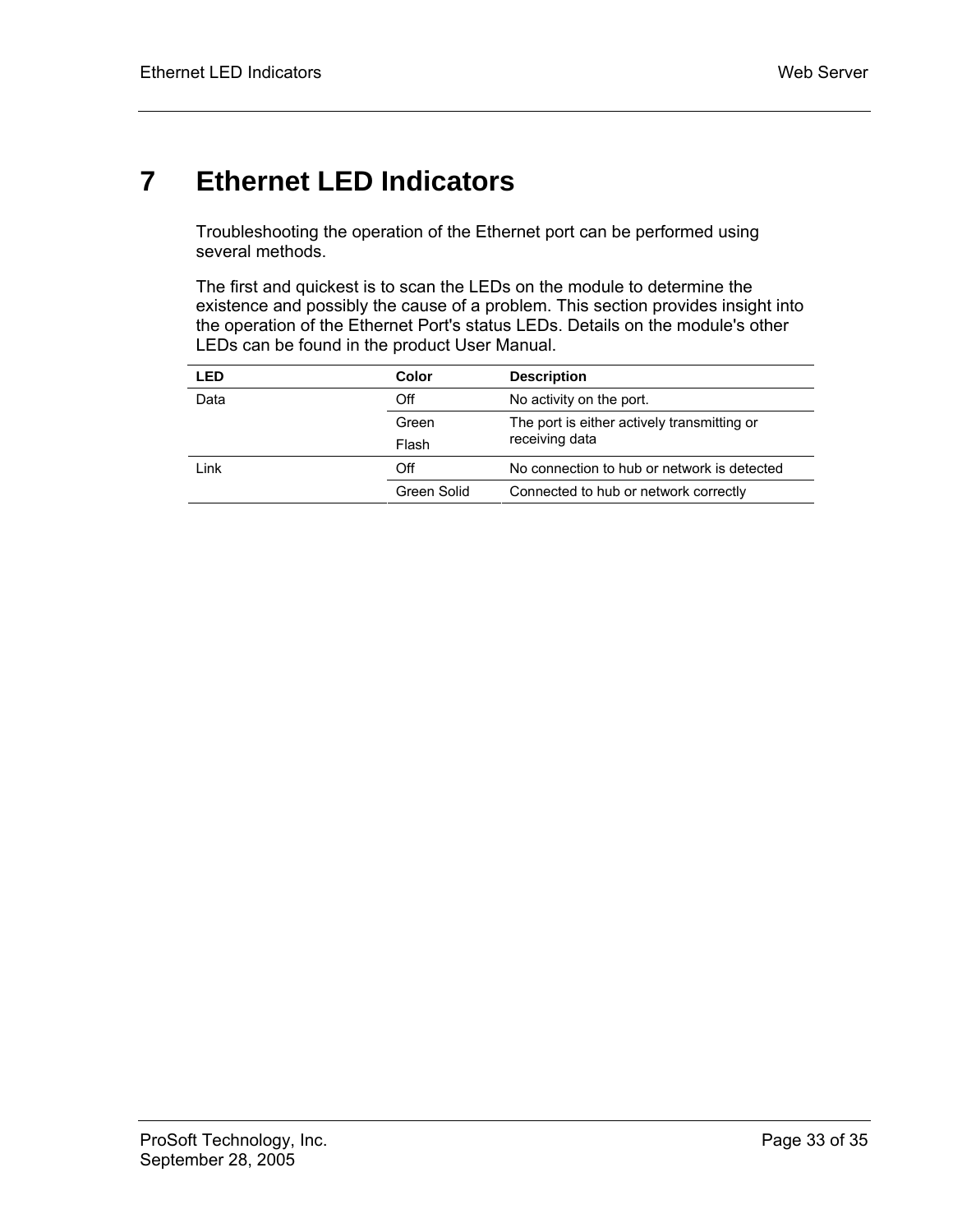# 7 Ethernet LED Indicators

Troubleshooting the operation of the Ethernet port can be performed using several methods.

The first and quickest is to scan the LEDs on the module to determine the existence and possibly the cause of a problem. This section provides insight into the operation of the Ethernet Port's status LEDs. Details on the module's other LEDs can be found in the product User Manual.

| LED | Color | Description |
|---|---|---|
| Data | Off | No activity on the port. |
| | Green Flash | The port is either actively transmitting or receiving data |
| Link | Off | No connection to hub or network is detected |
| | Green Solid | Connected to hub or network correctly |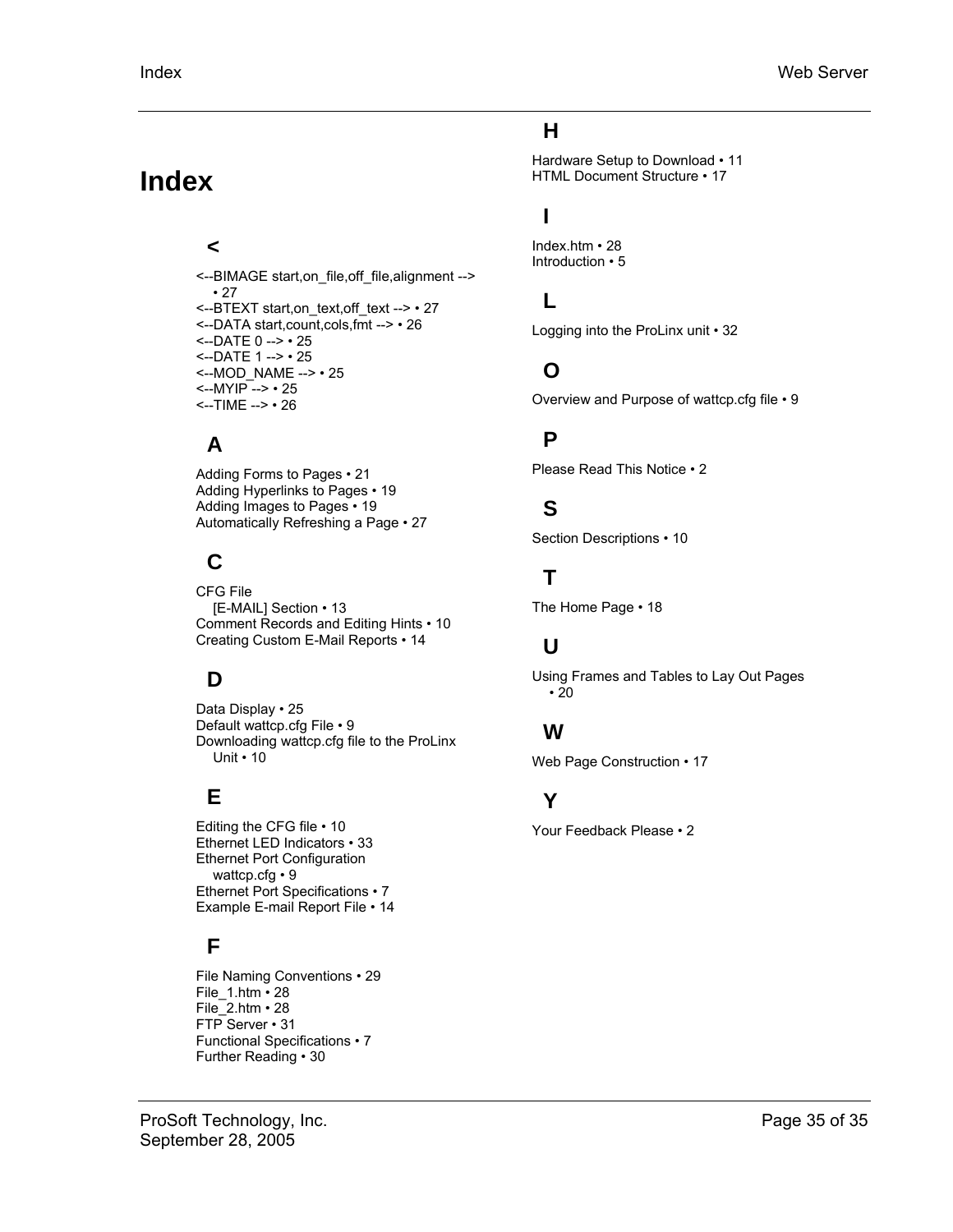# Index

## <

<--BIMAGE start,on_file,off_file,alignment --> • 27
<--BTEXT start,on_text,off_text --> • 27
<--DATA start,count,cols,fmt --> • 26
<--DATE 0 --> • 25
<--DATE 1 --> • 25
<--MOD_NAME --> • 25
<--MYIP --> • 25
<--TIME --> • 26

## A

Adding Forms to Pages • 21
Adding Hyperlinks to Pages • 19
Adding Images to Pages • 19
Automatically Refreshing a Page • 27

## C

CFG File
  [E-MAIL] Section • 13
Comment Records and Editing Hints • 10
Creating Custom E-Mail Reports • 14

## D

Data Display • 25
Default wattcp.cfg File • 9
Downloading wattcp.cfg file to the ProLinx Unit • 10

## E

Editing the CFG file • 10
Ethernet LED Indicators • 33
Ethernet Port Configuration
  wattcp.cfg • 9
Ethernet Port Specifications • 7
Example E-mail Report File • 14

## F

File Naming Conventions • 29
File_1.htm • 28
File_2.htm • 28
FTP Server • 31
Functional Specifications • 7
Further Reading • 30

## H

Hardware Setup to Download • 11
HTML Document Structure • 17

## I

Index.htm • 28
Introduction • 5

## L

Logging into the ProLinx unit • 32

## O

Overview and Purpose of wattcp.cfg file • 9

## P

Please Read This Notice • 2

## S

Section Descriptions • 10

## T

The Home Page • 18

## U

Using Frames and Tables to Lay Out Pages • 20

## W

Web Page Construction • 17

## Y

Your Feedback Please • 2